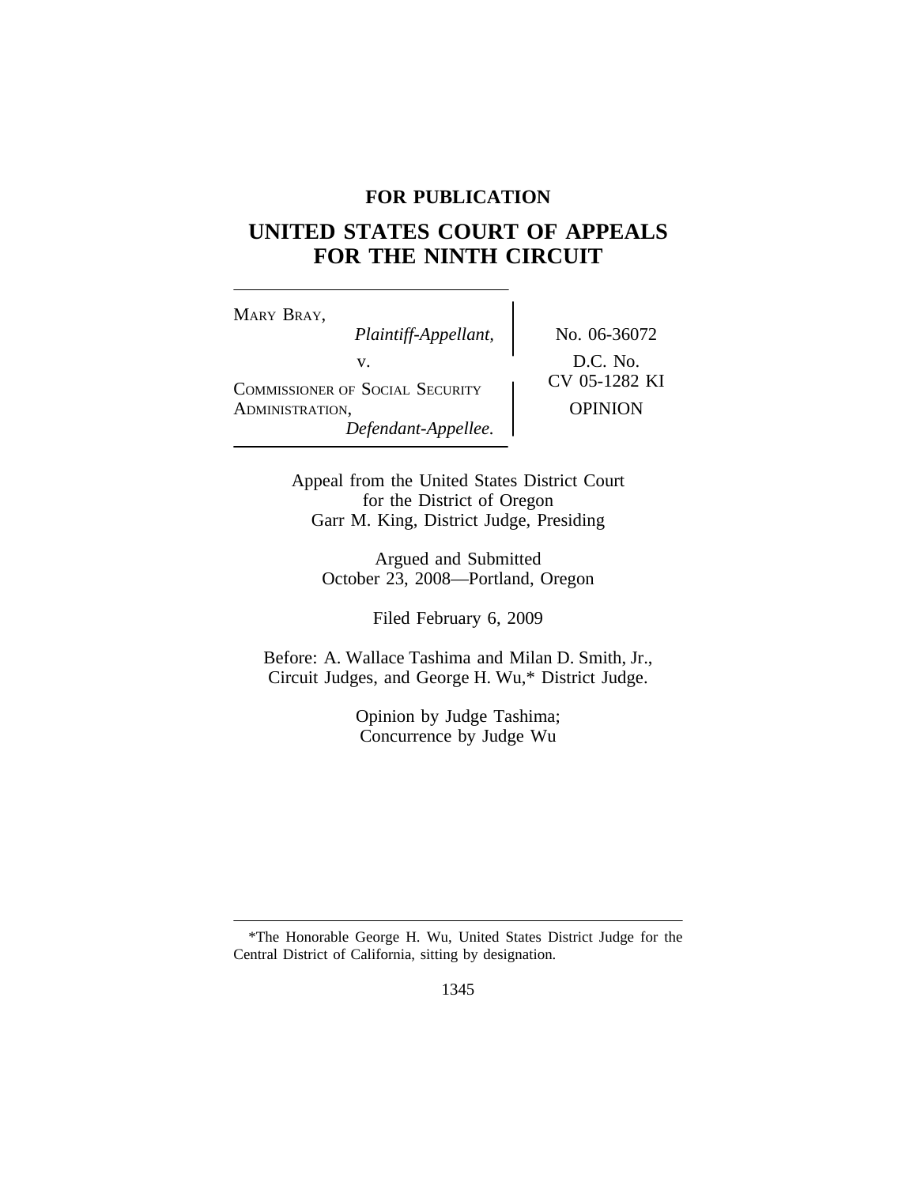**FOR PUBLICATION**

# UNITED STATES COURT OF APPEALS FOR THE NINTH CIRCUIT

MARY BRAY,
*Plaintiff-Appellant,*

v.

COMMISSIONER OF SOCIAL SECURITY ADMINISTRATION,
*Defendant-Appellee.*

No. 06-36072

D.C. No. CV 05-1282 KI

OPINION

Appeal from the United States District Court
for the District of Oregon
Garr M. King, District Judge, Presiding

Argued and Submitted
October 23, 2008—Portland, Oregon

Filed February 6, 2009

Before: A. Wallace Tashima and Milan D. Smith, Jr., Circuit Judges, and George H. Wu,* District Judge.

Opinion by Judge Tashima;
Concurrence by Judge Wu

---

*The Honorable George H. Wu, United States District Judge for the Central District of California, sitting by designation.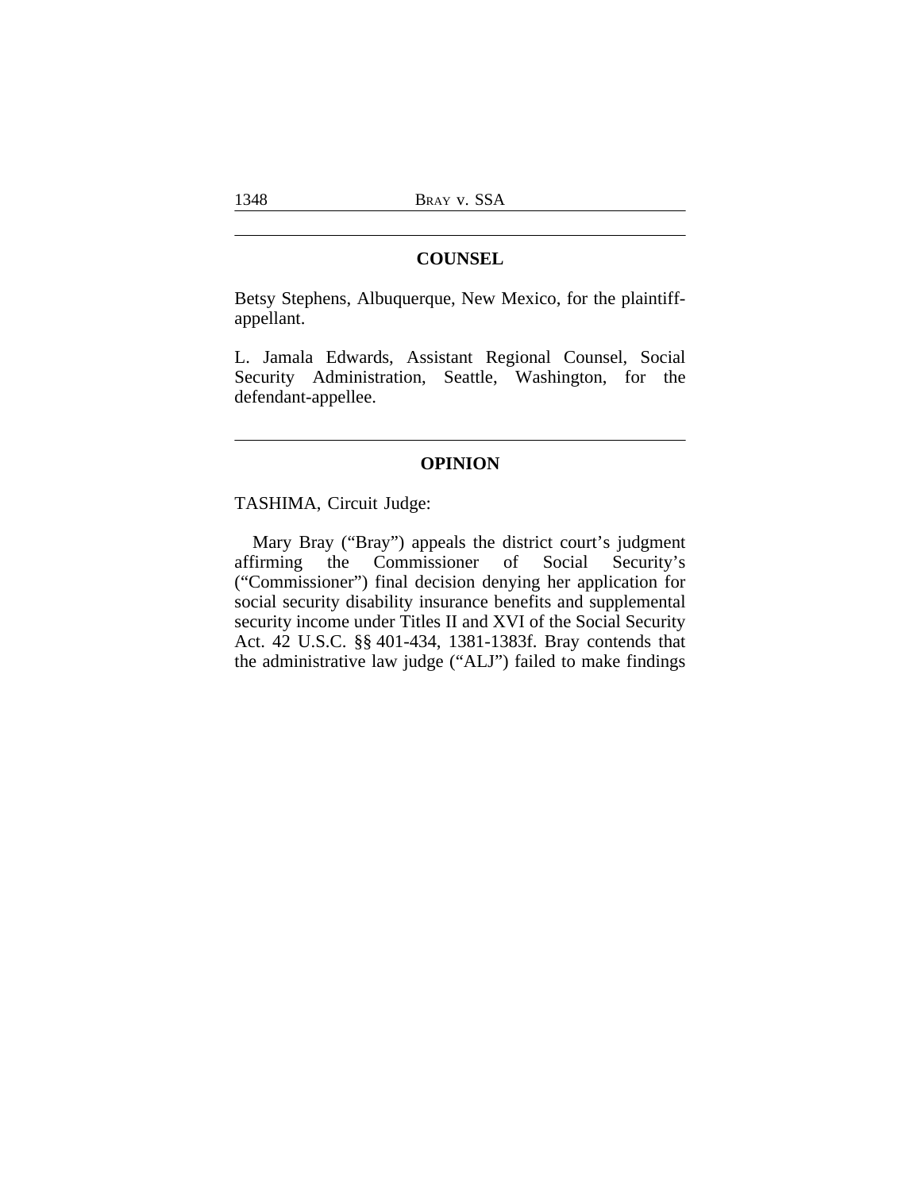## COUNSEL

Betsy Stephens, Albuquerque, New Mexico, for the plaintiff-appellant.

L. Jamala Edwards, Assistant Regional Counsel, Social Security Administration, Seattle, Washington, for the defendant-appellee.

## OPINION

TASHIMA, Circuit Judge:

Mary Bray ("Bray") appeals the district court's judgment affirming the Commissioner of Social Security's ("Commissioner") final decision denying her application for social security disability insurance benefits and supplemental security income under Titles II and XVI of the Social Security Act. 42 U.S.C. §§ 401-434, 1381-1383f. Bray contends that the administrative law judge ("ALJ") failed to make findings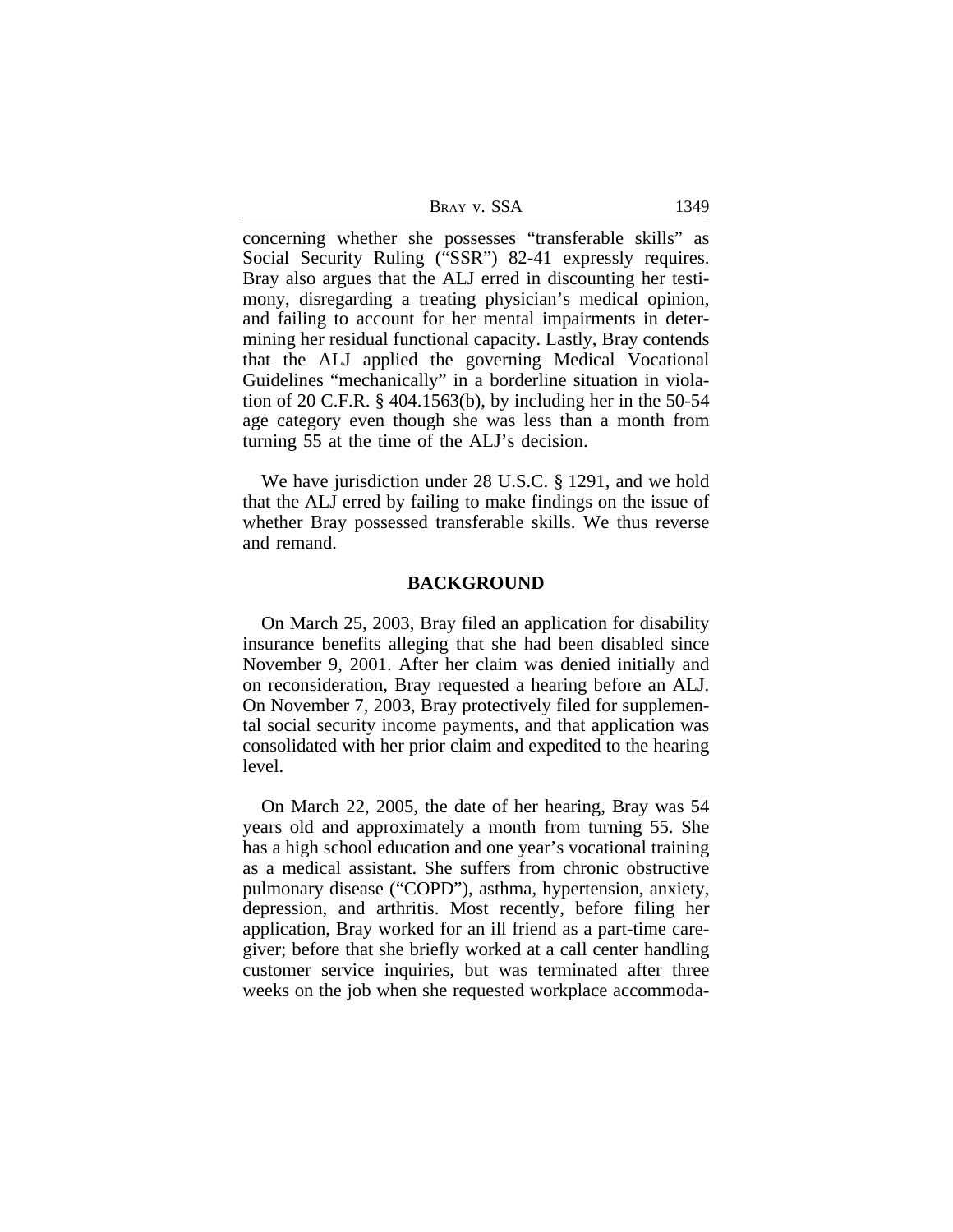concerning whether she possesses "transferable skills" as Social Security Ruling ("SSR") 82-41 expressly requires. Bray also argues that the ALJ erred in discounting her testimony, disregarding a treating physician's medical opinion, and failing to account for her mental impairments in determining her residual functional capacity. Lastly, Bray contends that the ALJ applied the governing Medical Vocational Guidelines "mechanically" in a borderline situation in violation of 20 C.F.R. § 404.1563(b), by including her in the 50-54 age category even though she was less than a month from turning 55 at the time of the ALJ's decision.

We have jurisdiction under 28 U.S.C. § 1291, and we hold that the ALJ erred by failing to make findings on the issue of whether Bray possessed transferable skills. We thus reverse and remand.

## BACKGROUND

On March 25, 2003, Bray filed an application for disability insurance benefits alleging that she had been disabled since November 9, 2001. After her claim was denied initially and on reconsideration, Bray requested a hearing before an ALJ. On November 7, 2003, Bray protectively filed for supplemental social security income payments, and that application was consolidated with her prior claim and expedited to the hearing level.

On March 22, 2005, the date of her hearing, Bray was 54 years old and approximately a month from turning 55. She has a high school education and one year's vocational training as a medical assistant. She suffers from chronic obstructive pulmonary disease ("COPD"), asthma, hypertension, anxiety, depression, and arthritis. Most recently, before filing her application, Bray worked for an ill friend as a part-time caregiver; before that she briefly worked at a call center handling customer service inquiries, but was terminated after three weeks on the job when she requested workplace accommoda-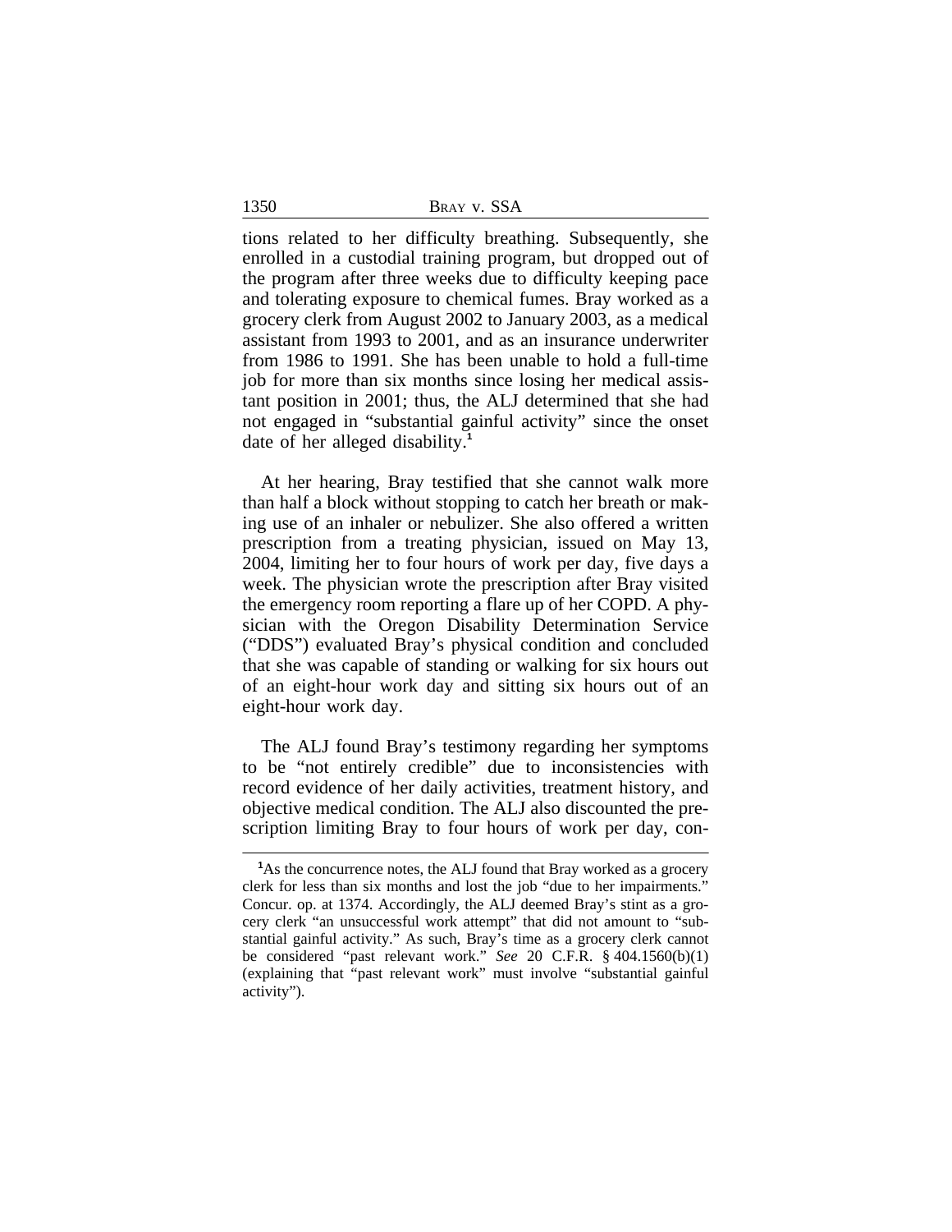tions related to her difficulty breathing. Subsequently, she enrolled in a custodial training program, but dropped out of the program after three weeks due to difficulty keeping pace and tolerating exposure to chemical fumes. Bray worked as a grocery clerk from August 2002 to January 2003, as a medical assistant from 1993 to 2001, and as an insurance underwriter from 1986 to 1991. She has been unable to hold a full-time job for more than six months since losing her medical assistant position in 2001; thus, the ALJ determined that she had not engaged in "substantial gainful activity" since the onset date of her alleged disability.[1]

At her hearing, Bray testified that she cannot walk more than half a block without stopping to catch her breath or making use of an inhaler or nebulizer. She also offered a written prescription from a treating physician, issued on May 13, 2004, limiting her to four hours of work per day, five days a week. The physician wrote the prescription after Bray visited the emergency room reporting a flare up of her COPD. A physician with the Oregon Disability Determination Service ("DDS") evaluated Bray's physical condition and concluded that she was capable of standing or walking for six hours out of an eight-hour work day and sitting six hours out of an eight-hour work day.

The ALJ found Bray's testimony regarding her symptoms to be "not entirely credible" due to inconsistencies with record evidence of her daily activities, treatment history, and objective medical condition. The ALJ also discounted the prescription limiting Bray to four hours of work per day, con-

---

[1]As the concurrence notes, the ALJ found that Bray worked as a grocery clerk for less than six months and lost the job "due to her impairments." Concur. op. at 1374. Accordingly, the ALJ deemed Bray's stint as a grocery clerk "an unsuccessful work attempt" that did not amount to "substantial gainful activity." As such, Bray's time as a grocery clerk cannot be considered "past relevant work." *See* 20 C.F.R. § 404.1560(b)(1) (explaining that "past relevant work" must involve "substantial gainful activity").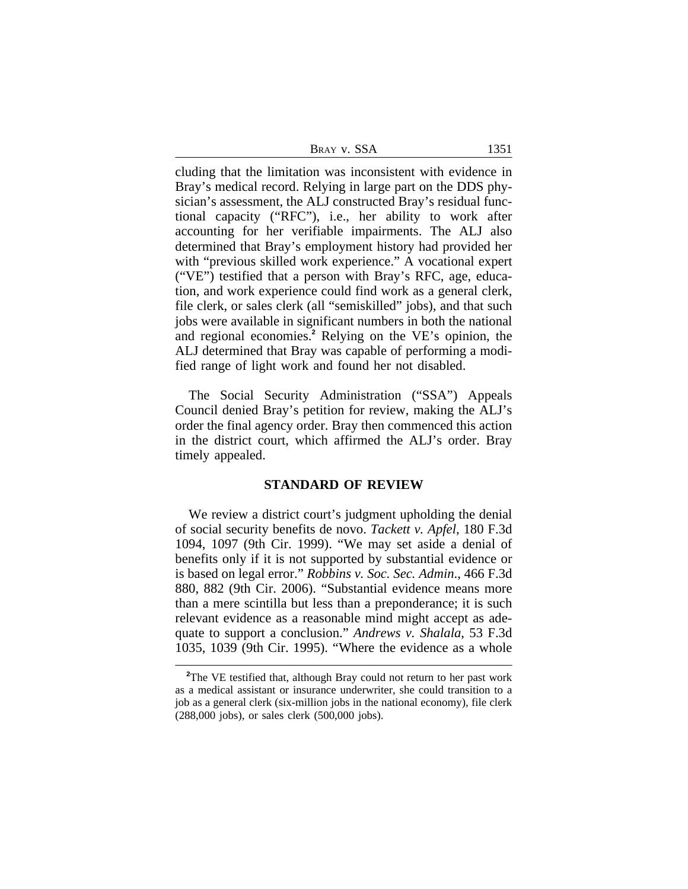cluding that the limitation was inconsistent with evidence in Bray's medical record. Relying in large part on the DDS physician's assessment, the ALJ constructed Bray's residual functional capacity ("RFC"), i.e., her ability to work after accounting for her verifiable impairments. The ALJ also determined that Bray's employment history had provided her with "previous skilled work experience." A vocational expert ("VE") testified that a person with Bray's RFC, age, education, and work experience could find work as a general clerk, file clerk, or sales clerk (all "semiskilled" jobs), and that such jobs were available in significant numbers in both the national and regional economies.[2] Relying on the VE's opinion, the ALJ determined that Bray was capable of performing a modified range of light work and found her not disabled.

The Social Security Administration ("SSA") Appeals Council denied Bray's petition for review, making the ALJ's order the final agency order. Bray then commenced this action in the district court, which affirmed the ALJ's order. Bray timely appealed.

## STANDARD OF REVIEW

We review a district court's judgment upholding the denial of social security benefits de novo. *Tackett v. Apfel*, 180 F.3d 1094, 1097 (9th Cir. 1999). "We may set aside a denial of benefits only if it is not supported by substantial evidence or is based on legal error." *Robbins v. Soc. Sec. Admin*., 466 F.3d 880, 882 (9th Cir. 2006). "Substantial evidence means more than a mere scintilla but less than a preponderance; it is such relevant evidence as a reasonable mind might accept as adequate to support a conclusion." *Andrews v. Shalala*, 53 F.3d 1035, 1039 (9th Cir. 1995). "Where the evidence as a whole

[2]The VE testified that, although Bray could not return to her past work as a medical assistant or insurance underwriter, she could transition to a job as a general clerk (six-million jobs in the national economy), file clerk (288,000 jobs), or sales clerk (500,000 jobs).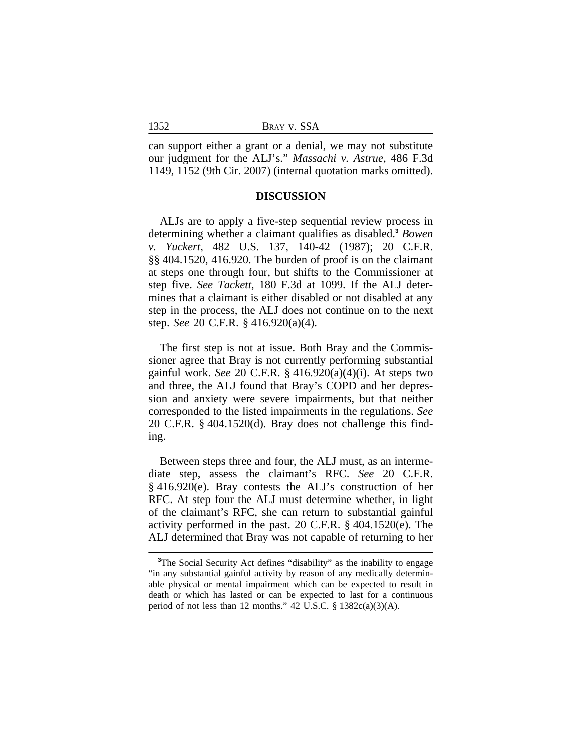can support either a grant or a denial, we may not substitute our judgment for the ALJ's." *Massachi v. Astrue*, 486 F.3d 1149, 1152 (9th Cir. 2007) (internal quotation marks omitted).

## DISCUSSION

ALJs are to apply a five-step sequential review process in determining whether a claimant qualifies as disabled.[3] *Bowen v. Yuckert*, 482 U.S. 137, 140-42 (1987); 20 C.F.R. §§ 404.1520, 416.920. The burden of proof is on the claimant at steps one through four, but shifts to the Commissioner at step five. *See Tackett*, 180 F.3d at 1099. If the ALJ determines that a claimant is either disabled or not disabled at any step in the process, the ALJ does not continue on to the next step. *See* 20 C.F.R. § 416.920(a)(4).

The first step is not at issue. Both Bray and the Commissioner agree that Bray is not currently performing substantial gainful work. *See* 20 C.F.R. § 416.920(a)(4)(i). At steps two and three, the ALJ found that Bray's COPD and her depression and anxiety were severe impairments, but that neither corresponded to the listed impairments in the regulations. *See* 20 C.F.R. § 404.1520(d). Bray does not challenge this finding.

Between steps three and four, the ALJ must, as an intermediate step, assess the claimant's RFC. *See* 20 C.F.R. § 416.920(e). Bray contests the ALJ's construction of her RFC. At step four the ALJ must determine whether, in light of the claimant's RFC, she can return to substantial gainful activity performed in the past. 20 C.F.R. § 404.1520(e). The ALJ determined that Bray was not capable of returning to her

[3]The Social Security Act defines "disability" as the inability to engage "in any substantial gainful activity by reason of any medically determinable physical or mental impairment which can be expected to result in death or which has lasted or can be expected to last for a continuous period of not less than 12 months." 42 U.S.C. § 1382c(a)(3)(A).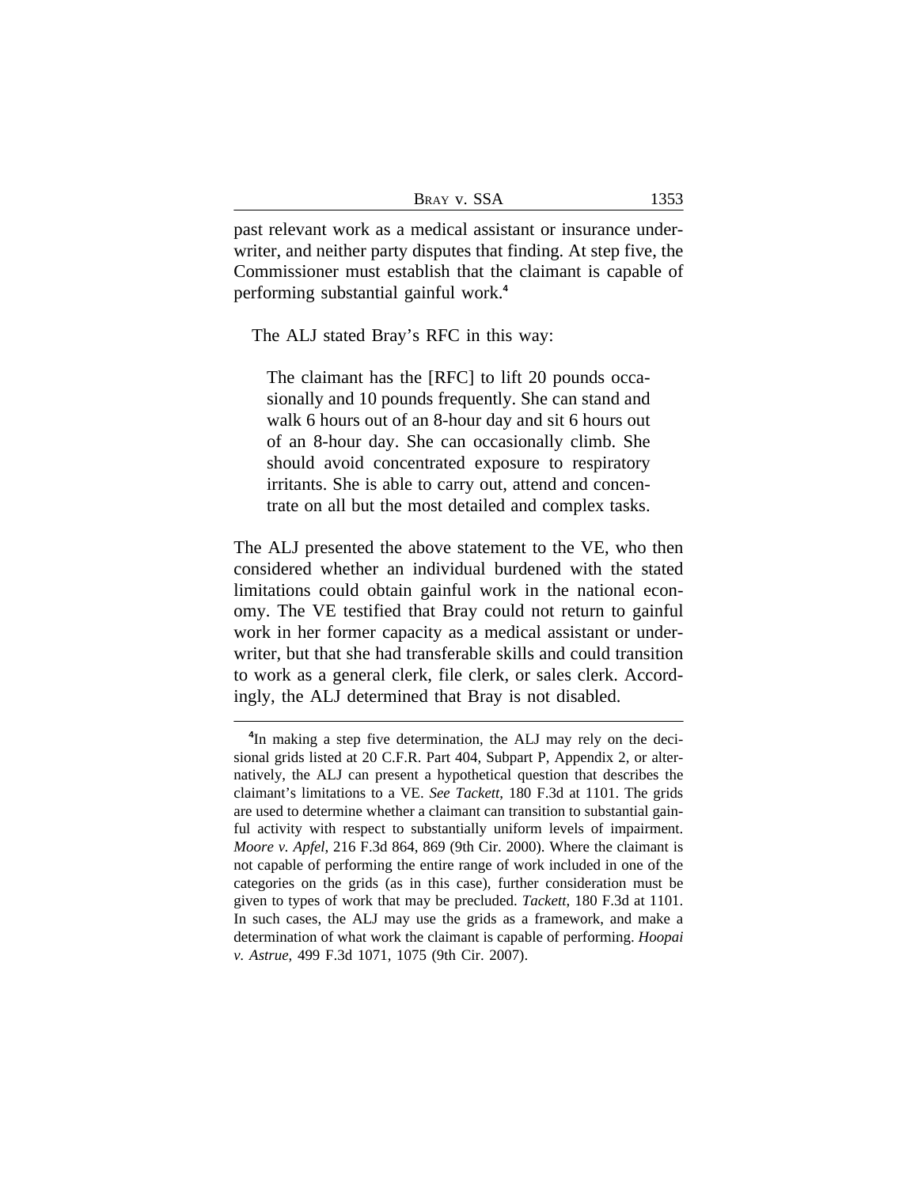past relevant work as a medical assistant or insurance underwriter, and neither party disputes that finding. At step five, the Commissioner must establish that the claimant is capable of performing substantial gainful work.[4]

The ALJ stated Bray's RFC in this way:

> The claimant has the [RFC] to lift 20 pounds occasionally and 10 pounds frequently. She can stand and walk 6 hours out of an 8-hour day and sit 6 hours out of an 8-hour day. She can occasionally climb. She should avoid concentrated exposure to respiratory irritants. She is able to carry out, attend and concentrate on all but the most detailed and complex tasks.

The ALJ presented the above statement to the VE, who then considered whether an individual burdened with the stated limitations could obtain gainful work in the national economy. The VE testified that Bray could not return to gainful work in her former capacity as a medical assistant or underwriter, but that she had transferable skills and could transition to work as a general clerk, file clerk, or sales clerk. Accordingly, the ALJ determined that Bray is not disabled.

---

[4]In making a step five determination, the ALJ may rely on the decisional grids listed at 20 C.F.R. Part 404, Subpart P, Appendix 2, or alternatively, the ALJ can present a hypothetical question that describes the claimant's limitations to a VE. *See Tackett*, 180 F.3d at 1101. The grids are used to determine whether a claimant can transition to substantial gainful activity with respect to substantially uniform levels of impairment. *Moore v. Apfel*, 216 F.3d 864, 869 (9th Cir. 2000). Where the claimant is not capable of performing the entire range of work included in one of the categories on the grids (as in this case), further consideration must be given to types of work that may be precluded. *Tackett*, 180 F.3d at 1101. In such cases, the ALJ may use the grids as a framework, and make a determination of what work the claimant is capable of performing. *Hoopai v. Astrue*, 499 F.3d 1071, 1075 (9th Cir. 2007).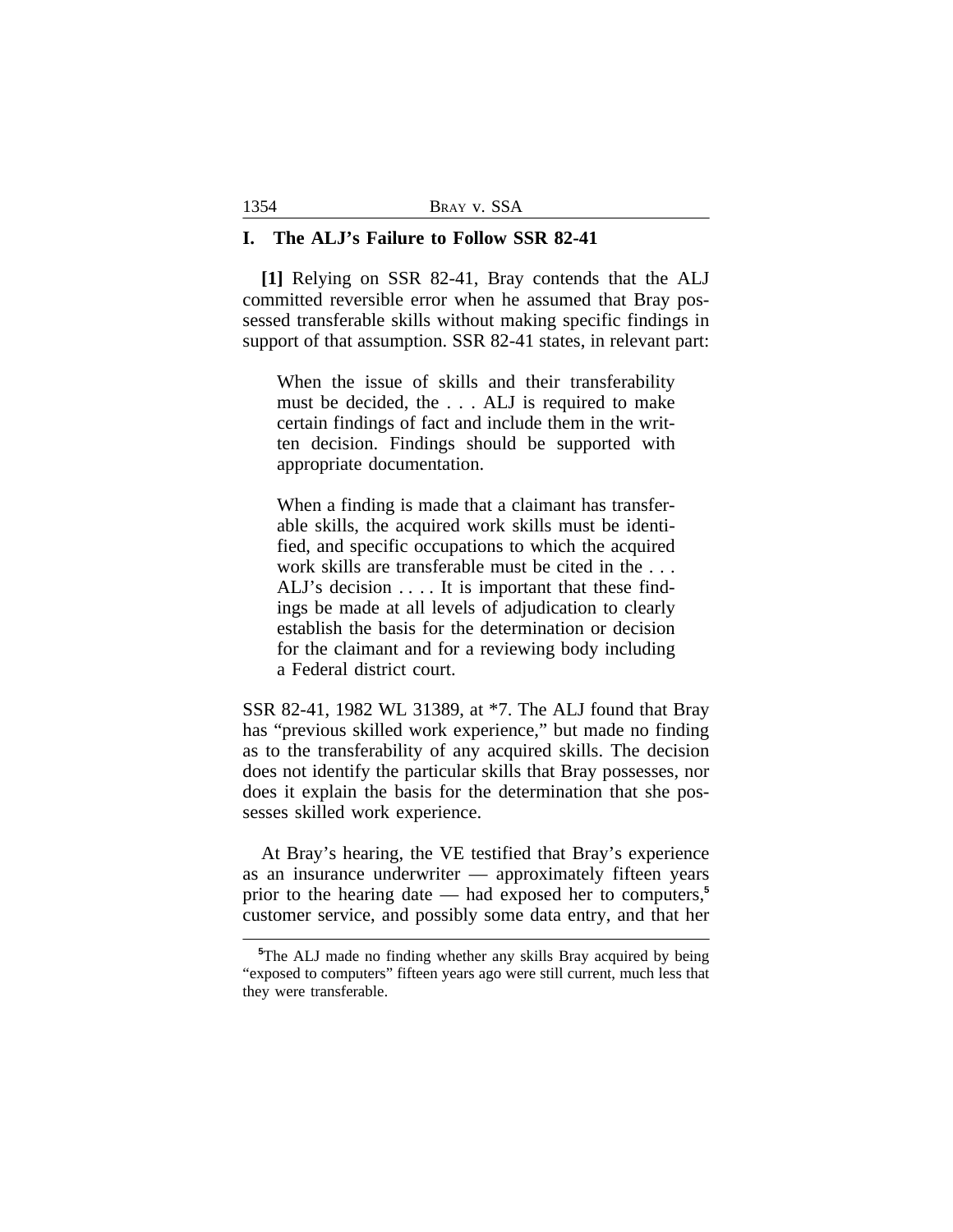## I. The ALJ's Failure to Follow SSR 82-41

**[1]** Relying on SSR 82-41, Bray contends that the ALJ committed reversible error when he assumed that Bray possessed transferable skills without making specific findings in support of that assumption. SSR 82-41 states, in relevant part:

> When the issue of skills and their transferability must be decided, the . . . ALJ is required to make certain findings of fact and include them in the written decision. Findings should be supported with appropriate documentation.
>
> When a finding is made that a claimant has transferable skills, the acquired work skills must be identified, and specific occupations to which the acquired work skills are transferable must be cited in the . . . ALJ's decision . . . . It is important that these findings be made at all levels of adjudication to clearly establish the basis for the determination or decision for the claimant and for a reviewing body including a Federal district court.

SSR 82-41, 1982 WL 31389, at *7. The ALJ found that Bray has "previous skilled work experience," but made no finding as to the transferability of any acquired skills. The decision does not identify the particular skills that Bray possesses, nor does it explain the basis for the determination that she possesses skilled work experience.

At Bray's hearing, the VE testified that Bray's experience as an insurance underwriter — approximately fifteen years prior to the hearing date — had exposed her to computers,[5] customer service, and possibly some data entry, and that her

[5] The ALJ made no finding whether any skills Bray acquired by being "exposed to computers" fifteen years ago were still current, much less that they were transferable.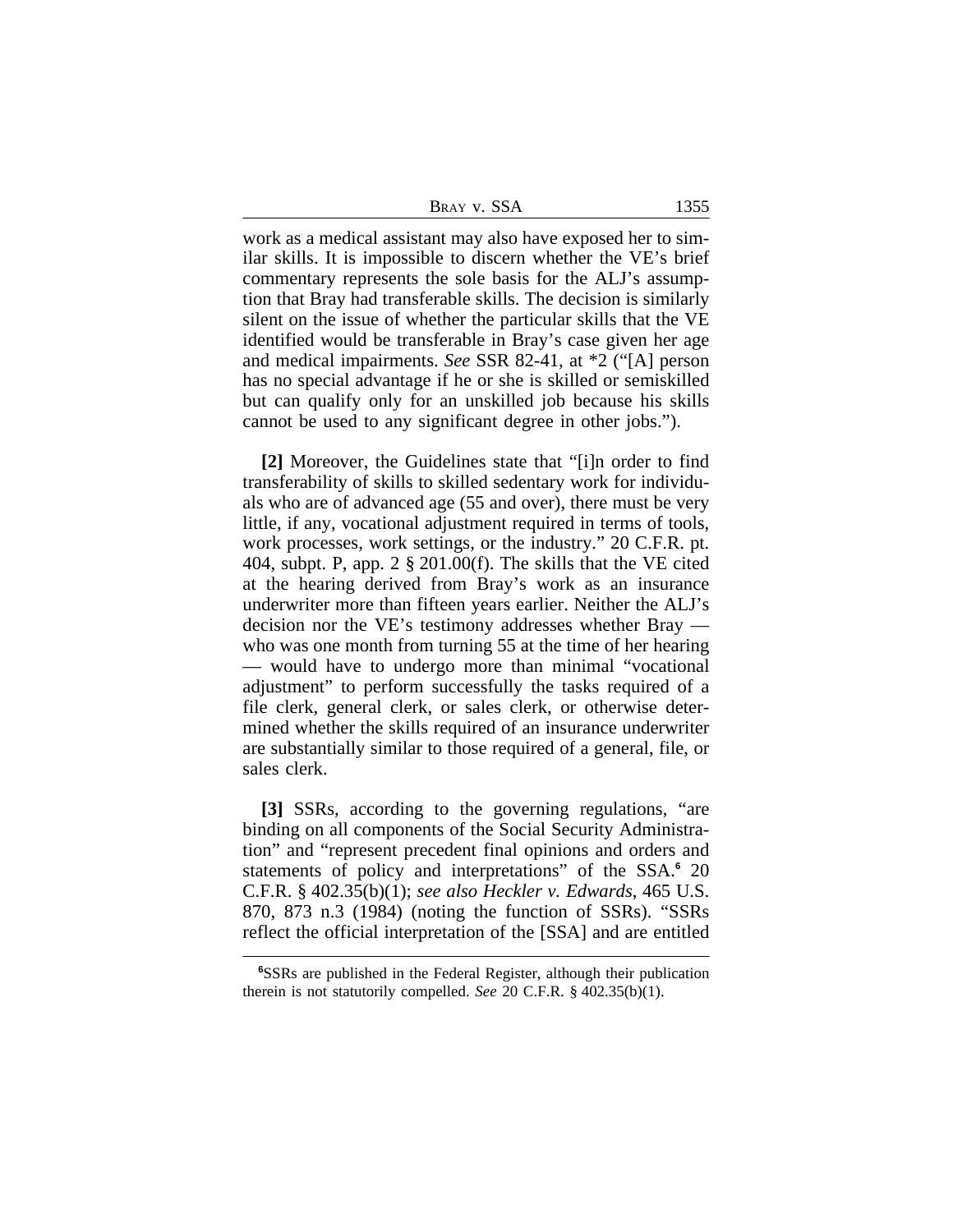work as a medical assistant may also have exposed her to similar skills. It is impossible to discern whether the VE's brief commentary represents the sole basis for the ALJ's assumption that Bray had transferable skills. The decision is similarly silent on the issue of whether the particular skills that the VE identified would be transferable in Bray's case given her age and medical impairments. *See* SSR 82-41, at *2 ("[A] person has no special advantage if he or she is skilled or semiskilled but can qualify only for an unskilled job because his skills cannot be used to any significant degree in other jobs.").

**[2]** Moreover, the Guidelines state that "[i]n order to find transferability of skills to skilled sedentary work for individuals who are of advanced age (55 and over), there must be very little, if any, vocational adjustment required in terms of tools, work processes, work settings, or the industry." 20 C.F.R. pt. 404, subpt. P, app. 2 § 201.00(f). The skills that the VE cited at the hearing derived from Bray's work as an insurance underwriter more than fifteen years earlier. Neither the ALJ's decision nor the VE's testimony addresses whether Bray — who was one month from turning 55 at the time of her hearing — would have to undergo more than minimal "vocational adjustment" to perform successfully the tasks required of a file clerk, general clerk, or sales clerk, or otherwise determined whether the skills required of an insurance underwriter are substantially similar to those required of a general, file, or sales clerk.

**[3]** SSRs, according to the governing regulations, "are binding on all components of the Social Security Administration" and "represent precedent final opinions and orders and statements of policy and interpretations" of the SSA.[6] 20 C.F.R. § 402.35(b)(1); *see also Heckler v. Edwards*, 465 U.S. 870, 873 n.3 (1984) (noting the function of SSRs). "SSRs reflect the official interpretation of the [SSA] and are entitled

[6]SSRs are published in the Federal Register, although their publication therein is not statutorily compelled. *See* 20 C.F.R. § 402.35(b)(1).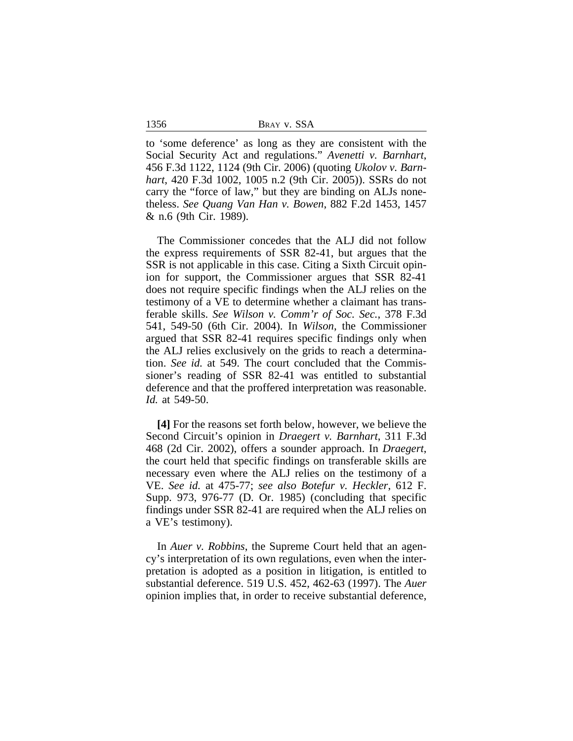to 'some deference' as long as they are consistent with the Social Security Act and regulations." *Avenetti v. Barnhart*, 456 F.3d 1122, 1124 (9th Cir. 2006) (quoting *Ukolov v. Barnhart*, 420 F.3d 1002, 1005 n.2 (9th Cir. 2005)). SSRs do not carry the "force of law," but they are binding on ALJs nonetheless. *See Quang Van Han v. Bowen*, 882 F.2d 1453, 1457 & n.6 (9th Cir. 1989).

The Commissioner concedes that the ALJ did not follow the express requirements of SSR 82-41, but argues that the SSR is not applicable in this case. Citing a Sixth Circuit opinion for support, the Commissioner argues that SSR 82-41 does not require specific findings when the ALJ relies on the testimony of a VE to determine whether a claimant has transferable skills. *See Wilson v. Comm'r of Soc. Sec.*, 378 F.3d 541, 549-50 (6th Cir. 2004). In *Wilson*, the Commissioner argued that SSR 82-41 requires specific findings only when the ALJ relies exclusively on the grids to reach a determination. *See id.* at 549. The court concluded that the Commissioner's reading of SSR 82-41 was entitled to substantial deference and that the proffered interpretation was reasonable. *Id.* at 549-50.

**[4]** For the reasons set forth below, however, we believe the Second Circuit's opinion in *Draegert v. Barnhart*, 311 F.3d 468 (2d Cir. 2002), offers a sounder approach. In *Draegert*, the court held that specific findings on transferable skills are necessary even where the ALJ relies on the testimony of a VE. *See id.* at 475-77; *see also Botefur v. Heckler*, 612 F. Supp. 973, 976-77 (D. Or. 1985) (concluding that specific findings under SSR 82-41 are required when the ALJ relies on a VE's testimony).

In *Auer v. Robbins*, the Supreme Court held that an agency's interpretation of its own regulations, even when the interpretation is adopted as a position in litigation, is entitled to substantial deference. 519 U.S. 452, 462-63 (1997). The *Auer* opinion implies that, in order to receive substantial deference,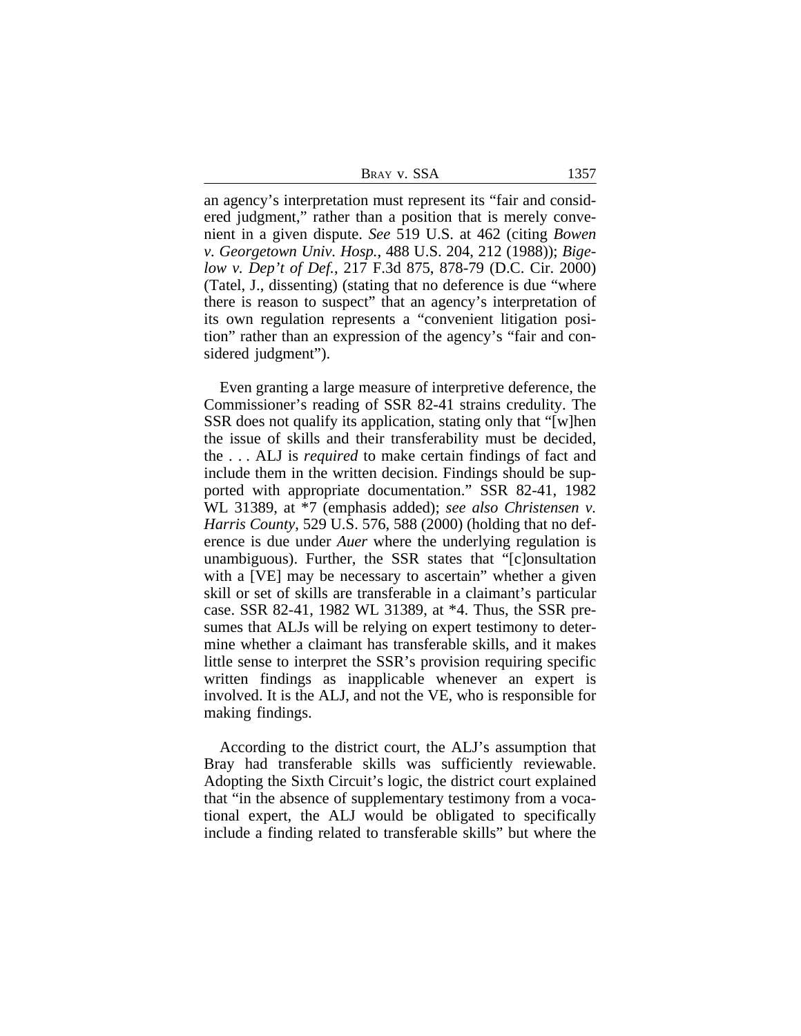an agency's interpretation must represent its "fair and considered judgment," rather than a position that is merely convenient in a given dispute. *See* 519 U.S. at 462 (citing *Bowen v. Georgetown Univ. Hosp.*, 488 U.S. 204, 212 (1988)); *Bigelow v. Dep't of Def.*, 217 F.3d 875, 878-79 (D.C. Cir. 2000) (Tatel, J., dissenting) (stating that no deference is due "where there is reason to suspect" that an agency's interpretation of its own regulation represents a "convenient litigation position" rather than an expression of the agency's "fair and considered judgment").

Even granting a large measure of interpretive deference, the Commissioner's reading of SSR 82-41 strains credulity. The SSR does not qualify its application, stating only that "[w]hen the issue of skills and their transferability must be decided, the . . . ALJ is *required* to make certain findings of fact and include them in the written decision. Findings should be supported with appropriate documentation." SSR 82-41, 1982 WL 31389, at *7 (emphasis added); *see also Christensen v. Harris County*, 529 U.S. 576, 588 (2000) (holding that no deference is due under *Auer* where the underlying regulation is unambiguous). Further, the SSR states that "[c]onsultation with a [VE] may be necessary to ascertain" whether a given skill or set of skills are transferable in a claimant's particular case. SSR 82-41, 1982 WL 31389, at *4. Thus, the SSR presumes that ALJs will be relying on expert testimony to determine whether a claimant has transferable skills, and it makes little sense to interpret the SSR's provision requiring specific written findings as inapplicable whenever an expert is involved. It is the ALJ, and not the VE, who is responsible for making findings.

According to the district court, the ALJ's assumption that Bray had transferable skills was sufficiently reviewable. Adopting the Sixth Circuit's logic, the district court explained that "in the absence of supplementary testimony from a vocational expert, the ALJ would be obligated to specifically include a finding related to transferable skills" but where the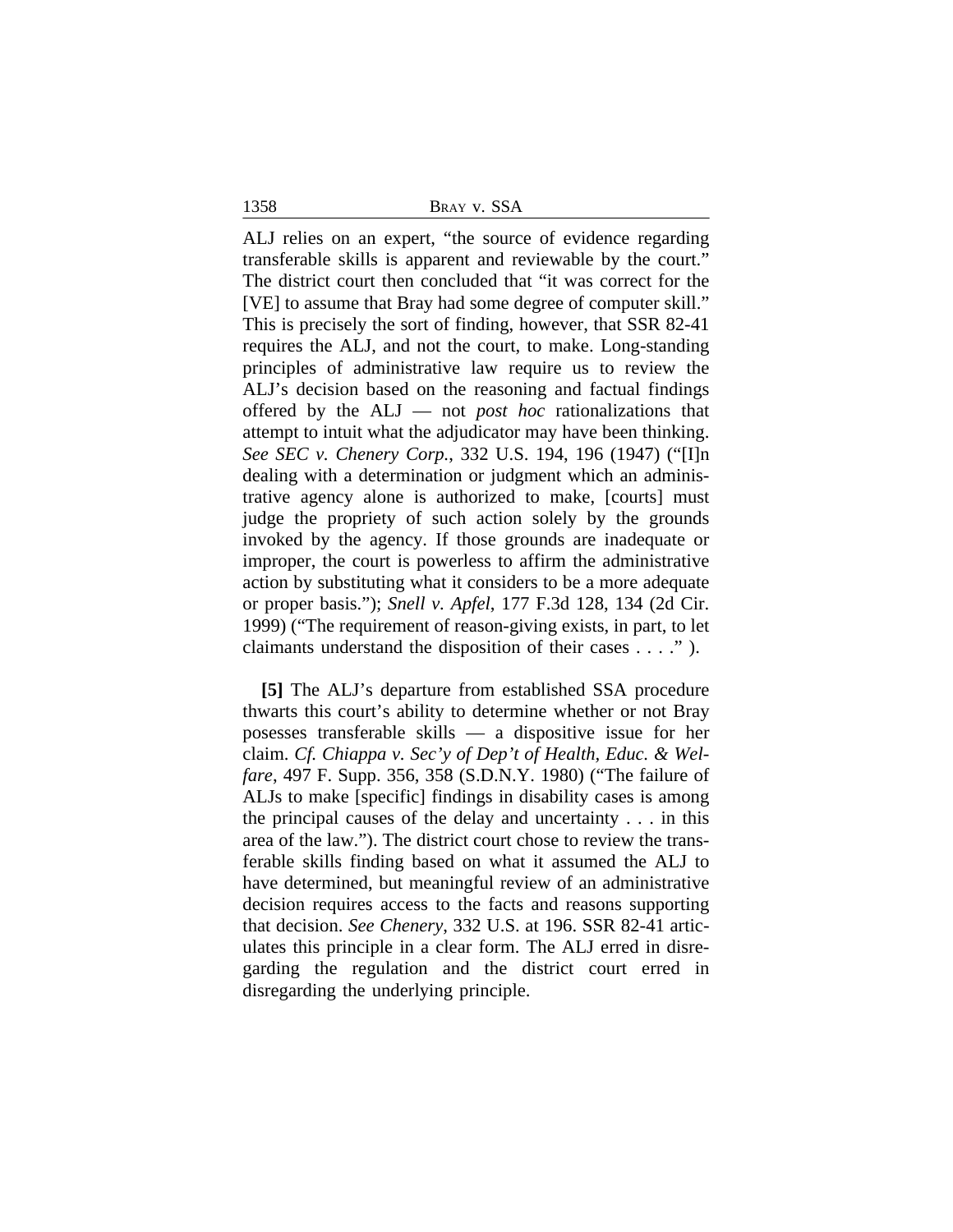ALJ relies on an expert, "the source of evidence regarding transferable skills is apparent and reviewable by the court." The district court then concluded that "it was correct for the [VE] to assume that Bray had some degree of computer skill." This is precisely the sort of finding, however, that SSR 82-41 requires the ALJ, and not the court, to make. Long-standing principles of administrative law require us to review the ALJ's decision based on the reasoning and factual findings offered by the ALJ — not *post hoc* rationalizations that attempt to intuit what the adjudicator may have been thinking. *See SEC v. Chenery Corp.*, 332 U.S. 194, 196 (1947) ("[I]n dealing with a determination or judgment which an administrative agency alone is authorized to make, [courts] must judge the propriety of such action solely by the grounds invoked by the agency. If those grounds are inadequate or improper, the court is powerless to affirm the administrative action by substituting what it considers to be a more adequate or proper basis."); *Snell v. Apfel*, 177 F.3d 128, 134 (2d Cir. 1999) ("The requirement of reason-giving exists, in part, to let claimants understand the disposition of their cases . . . ." ).

**[5]** The ALJ's departure from established SSA procedure thwarts this court's ability to determine whether or not Bray posesses transferable skills — a dispositive issue for her claim. *Cf. Chiappa v. Sec'y of Dep't of Health, Educ. & Welfare*, 497 F. Supp. 356, 358 (S.D.N.Y. 1980) ("The failure of ALJs to make [specific] findings in disability cases is among the principal causes of the delay and uncertainty . . . in this area of the law."). The district court chose to review the transferable skills finding based on what it assumed the ALJ to have determined, but meaningful review of an administrative decision requires access to the facts and reasons supporting that decision. *See Chenery*, 332 U.S. at 196. SSR 82-41 articulates this principle in a clear form. The ALJ erred in disregarding the regulation and the district court erred in disregarding the underlying principle.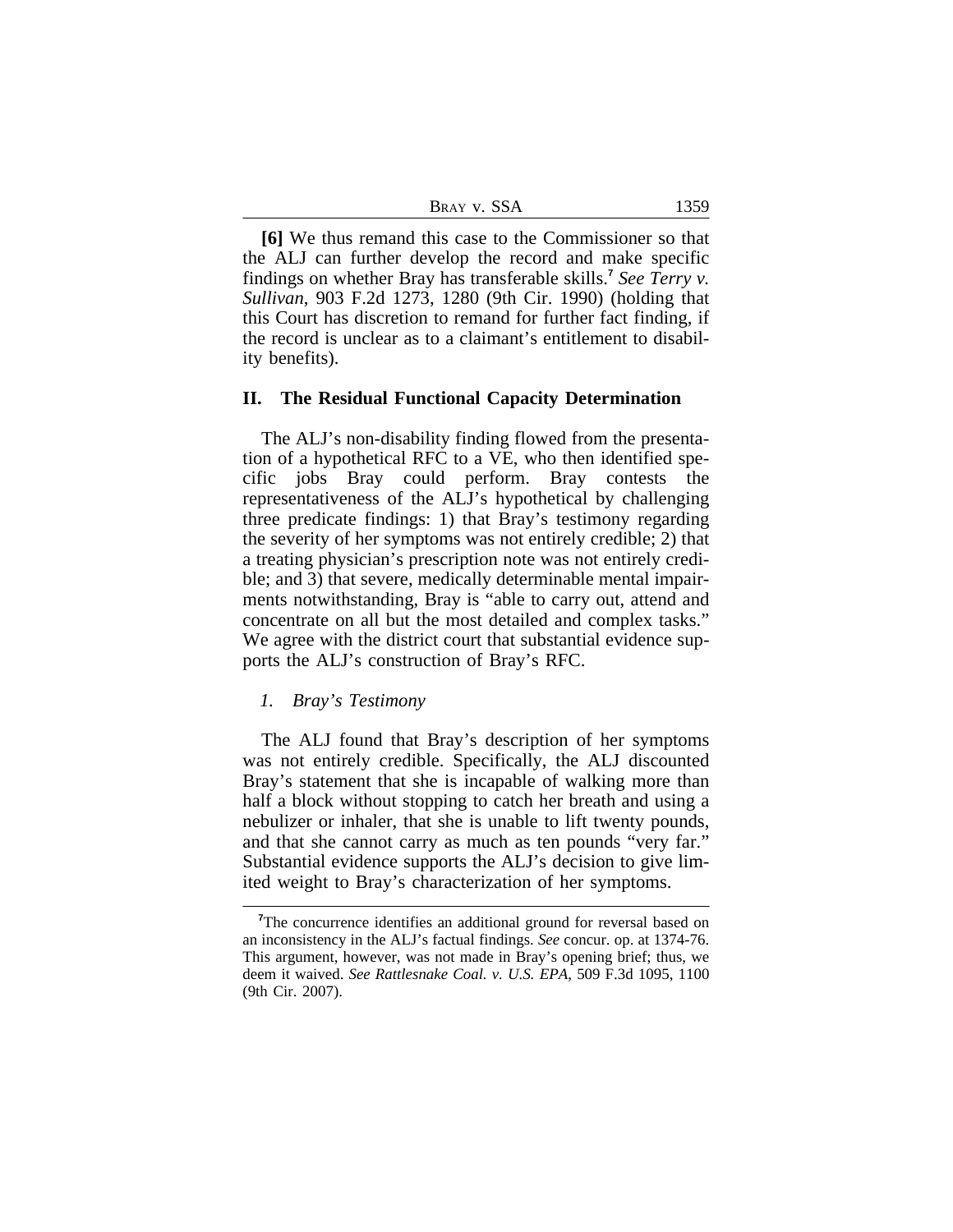**[6]** We thus remand this case to the Commissioner so that the ALJ can further develop the record and make specific findings on whether Bray has transferable skills.[7] *See Terry v. Sullivan*, 903 F.2d 1273, 1280 (9th Cir. 1990) (holding that this Court has discretion to remand for further fact finding, if the record is unclear as to a claimant's entitlement to disability benefits).

## II. The Residual Functional Capacity Determination

The ALJ's non-disability finding flowed from the presentation of a hypothetical RFC to a VE, who then identified specific jobs Bray could perform. Bray contests the representativeness of the ALJ's hypothetical by challenging three predicate findings: 1) that Bray's testimony regarding the severity of her symptoms was not entirely credible; 2) that a treating physician's prescription note was not entirely credible; and 3) that severe, medically determinable mental impairments notwithstanding, Bray is "able to carry out, attend and concentrate on all but the most detailed and complex tasks." We agree with the district court that substantial evidence supports the ALJ's construction of Bray's RFC.

### *1. Bray's Testimony*

The ALJ found that Bray's description of her symptoms was not entirely credible. Specifically, the ALJ discounted Bray's statement that she is incapable of walking more than half a block without stopping to catch her breath and using a nebulizer or inhaler, that she is unable to lift twenty pounds, and that she cannot carry as much as ten pounds "very far." Substantial evidence supports the ALJ's decision to give limited weight to Bray's characterization of her symptoms.

---

[7]The concurrence identifies an additional ground for reversal based on an inconsistency in the ALJ's factual findings. *See* concur. op. at 1374-76. This argument, however, was not made in Bray's opening brief; thus, we deem it waived. *See Rattlesnake Coal. v. U.S. EPA*, 509 F.3d 1095, 1100 (9th Cir. 2007).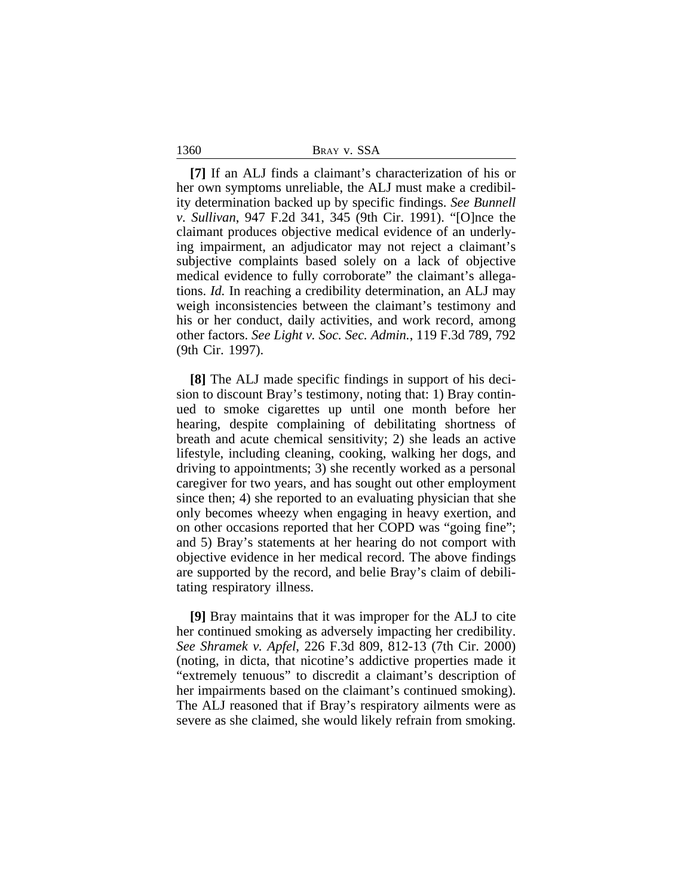**[7]** If an ALJ finds a claimant's characterization of his or her own symptoms unreliable, the ALJ must make a credibility determination backed up by specific findings. *See Bunnell v. Sullivan*, 947 F.2d 341, 345 (9th Cir. 1991). "[O]nce the claimant produces objective medical evidence of an underlying impairment, an adjudicator may not reject a claimant's subjective complaints based solely on a lack of objective medical evidence to fully corroborate" the claimant's allegations. *Id.* In reaching a credibility determination, an ALJ may weigh inconsistencies between the claimant's testimony and his or her conduct, daily activities, and work record, among other factors. *See Light v. Soc. Sec. Admin.*, 119 F.3d 789, 792 (9th Cir. 1997).

**[8]** The ALJ made specific findings in support of his decision to discount Bray's testimony, noting that: 1) Bray continued to smoke cigarettes up until one month before her hearing, despite complaining of debilitating shortness of breath and acute chemical sensitivity; 2) she leads an active lifestyle, including cleaning, cooking, walking her dogs, and driving to appointments; 3) she recently worked as a personal caregiver for two years, and has sought out other employment since then; 4) she reported to an evaluating physician that she only becomes wheezy when engaging in heavy exertion, and on other occasions reported that her COPD was "going fine"; and 5) Bray's statements at her hearing do not comport with objective evidence in her medical record. The above findings are supported by the record, and belie Bray's claim of debilitating respiratory illness.

**[9]** Bray maintains that it was improper for the ALJ to cite her continued smoking as adversely impacting her credibility. *See Shramek v. Apfel*, 226 F.3d 809, 812-13 (7th Cir. 2000) (noting, in dicta, that nicotine's addictive properties made it "extremely tenuous" to discredit a claimant's description of her impairments based on the claimant's continued smoking). The ALJ reasoned that if Bray's respiratory ailments were as severe as she claimed, she would likely refrain from smoking.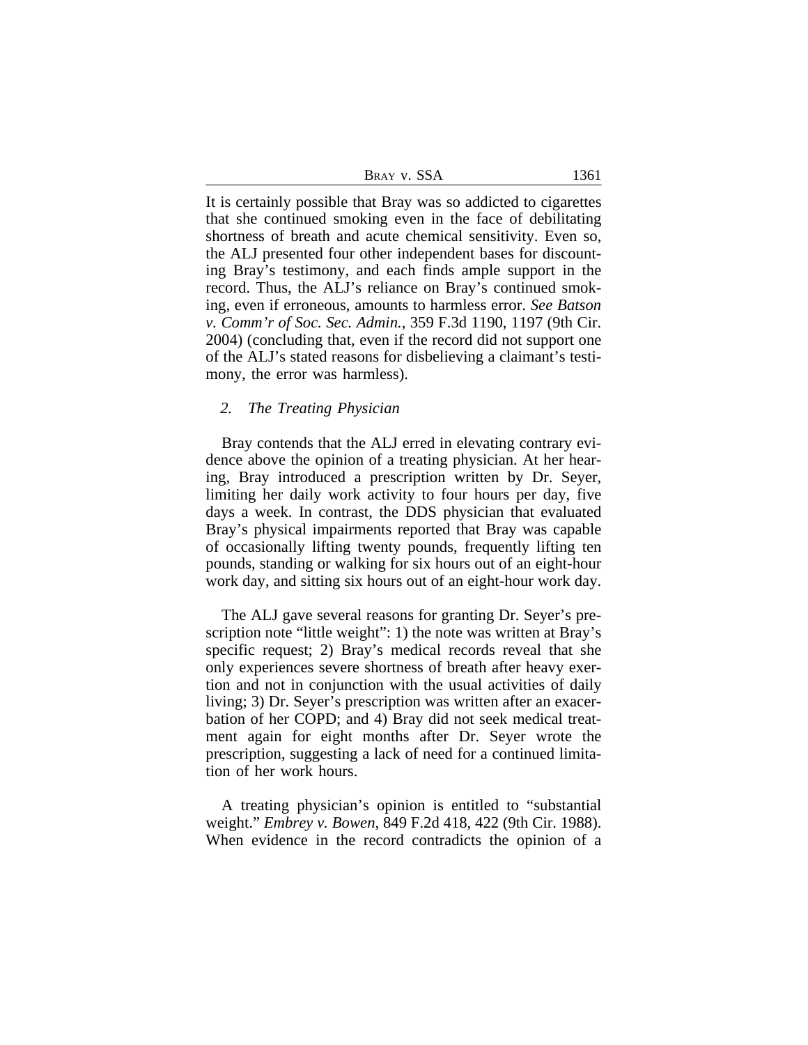It is certainly possible that Bray was so addicted to cigarettes that she continued smoking even in the face of debilitating shortness of breath and acute chemical sensitivity. Even so, the ALJ presented four other independent bases for discounting Bray's testimony, and each finds ample support in the record. Thus, the ALJ's reliance on Bray's continued smoking, even if erroneous, amounts to harmless error. *See Batson v. Comm'r of Soc. Sec. Admin.*, 359 F.3d 1190, 1197 (9th Cir. 2004) (concluding that, even if the record did not support one of the ALJ's stated reasons for disbelieving a claimant's testimony, the error was harmless).

### *2. The Treating Physician*

Bray contends that the ALJ erred in elevating contrary evidence above the opinion of a treating physician. At her hearing, Bray introduced a prescription written by Dr. Seyer, limiting her daily work activity to four hours per day, five days a week. In contrast, the DDS physician that evaluated Bray's physical impairments reported that Bray was capable of occasionally lifting twenty pounds, frequently lifting ten pounds, standing or walking for six hours out of an eight-hour work day, and sitting six hours out of an eight-hour work day.

The ALJ gave several reasons for granting Dr. Seyer's prescription note "little weight": 1) the note was written at Bray's specific request; 2) Bray's medical records reveal that she only experiences severe shortness of breath after heavy exertion and not in conjunction with the usual activities of daily living; 3) Dr. Seyer's prescription was written after an exacerbation of her COPD; and 4) Bray did not seek medical treatment again for eight months after Dr. Seyer wrote the prescription, suggesting a lack of need for a continued limitation of her work hours.

A treating physician's opinion is entitled to "substantial weight." *Embrey v. Bowen*, 849 F.2d 418, 422 (9th Cir. 1988). When evidence in the record contradicts the opinion of a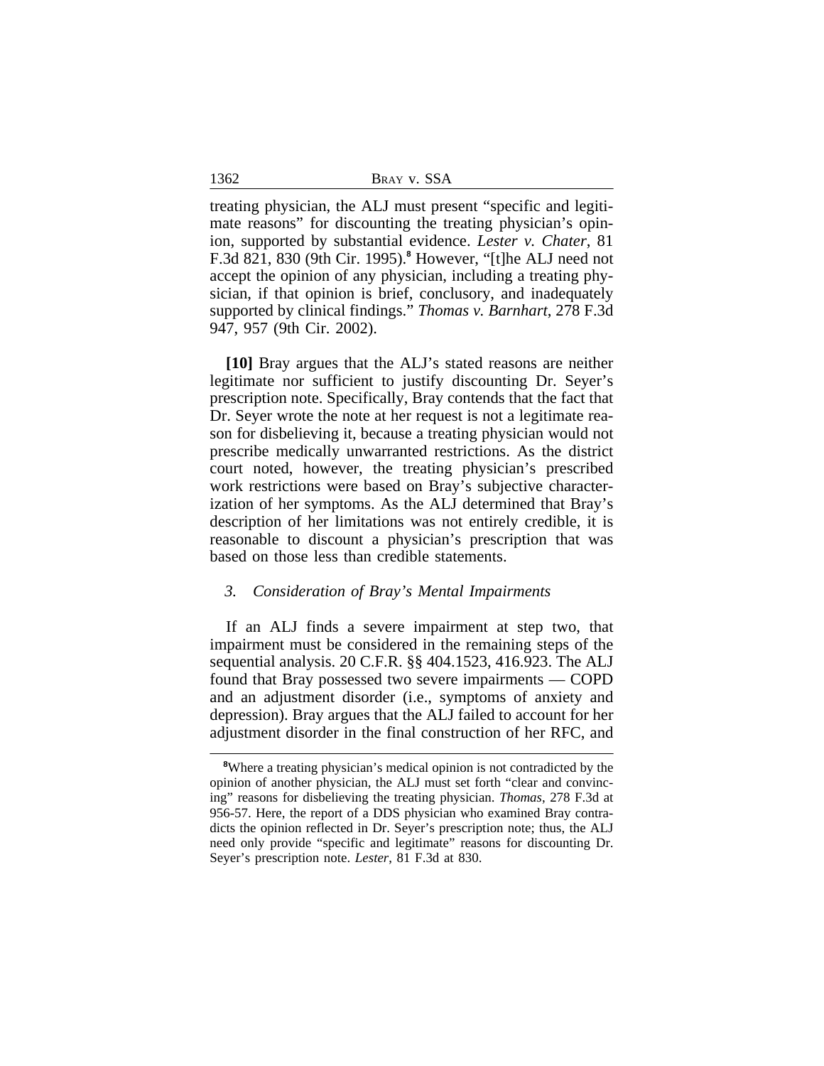treating physician, the ALJ must present "specific and legitimate reasons" for discounting the treating physician's opinion, supported by substantial evidence. *Lester v. Chater*, 81 F.3d 821, 830 (9th Cir. 1995).[8] However, "[t]he ALJ need not accept the opinion of any physician, including a treating physician, if that opinion is brief, conclusory, and inadequately supported by clinical findings." *Thomas v. Barnhart*, 278 F.3d 947, 957 (9th Cir. 2002).

**[10]** Bray argues that the ALJ's stated reasons are neither legitimate nor sufficient to justify discounting Dr. Seyer's prescription note. Specifically, Bray contends that the fact that Dr. Seyer wrote the note at her request is not a legitimate reason for disbelieving it, because a treating physician would not prescribe medically unwarranted restrictions. As the district court noted, however, the treating physician's prescribed work restrictions were based on Bray's subjective characterization of her symptoms. As the ALJ determined that Bray's description of her limitations was not entirely credible, it is reasonable to discount a physician's prescription that was based on those less than credible statements.

### 3. *Consideration of Bray's Mental Impairments*

If an ALJ finds a severe impairment at step two, that impairment must be considered in the remaining steps of the sequential analysis. 20 C.F.R. §§ 404.1523, 416.923. The ALJ found that Bray possessed two severe impairments — COPD and an adjustment disorder (i.e., symptoms of anxiety and depression). Bray argues that the ALJ failed to account for her adjustment disorder in the final construction of her RFC, and

[8] Where a treating physician's medical opinion is not contradicted by the opinion of another physician, the ALJ must set forth "clear and convincing" reasons for disbelieving the treating physician. *Thomas*, 278 F.3d at 956-57. Here, the report of a DDS physician who examined Bray contradicts the opinion reflected in Dr. Seyer's prescription note; thus, the ALJ need only provide "specific and legitimate" reasons for discounting Dr. Seyer's prescription note. *Lester*, 81 F.3d at 830.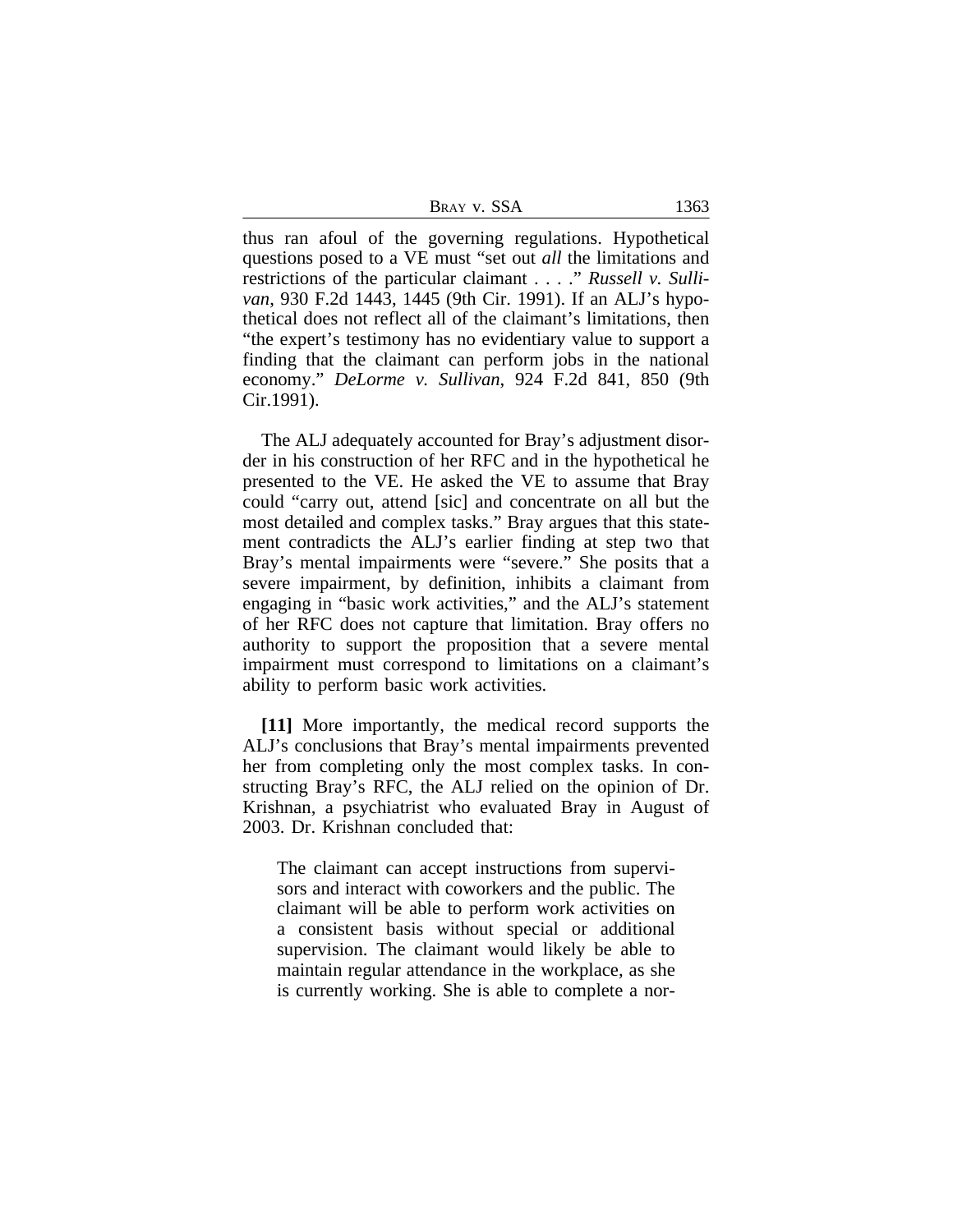thus ran afoul of the governing regulations. Hypothetical questions posed to a VE must "set out *all* the limitations and restrictions of the particular claimant . . . ." *Russell v. Sullivan*, 930 F.2d 1443, 1445 (9th Cir. 1991). If an ALJ's hypothetical does not reflect all of the claimant's limitations, then "the expert's testimony has no evidentiary value to support a finding that the claimant can perform jobs in the national economy." *DeLorme v. Sullivan*, 924 F.2d 841, 850 (9th Cir.1991).

The ALJ adequately accounted for Bray's adjustment disorder in his construction of her RFC and in the hypothetical he presented to the VE. He asked the VE to assume that Bray could "carry out, attend [sic] and concentrate on all but the most detailed and complex tasks." Bray argues that this statement contradicts the ALJ's earlier finding at step two that Bray's mental impairments were "severe." She posits that a severe impairment, by definition, inhibits a claimant from engaging in "basic work activities," and the ALJ's statement of her RFC does not capture that limitation. Bray offers no authority to support the proposition that a severe mental impairment must correspond to limitations on a claimant's ability to perform basic work activities.

**[11]** More importantly, the medical record supports the ALJ's conclusions that Bray's mental impairments prevented her from completing only the most complex tasks. In constructing Bray's RFC, the ALJ relied on the opinion of Dr. Krishnan, a psychiatrist who evaluated Bray in August of 2003. Dr. Krishnan concluded that:

> The claimant can accept instructions from supervisors and interact with coworkers and the public. The claimant will be able to perform work activities on a consistent basis without special or additional supervision. The claimant would likely be able to maintain regular attendance in the workplace, as she is currently working. She is able to complete a nor-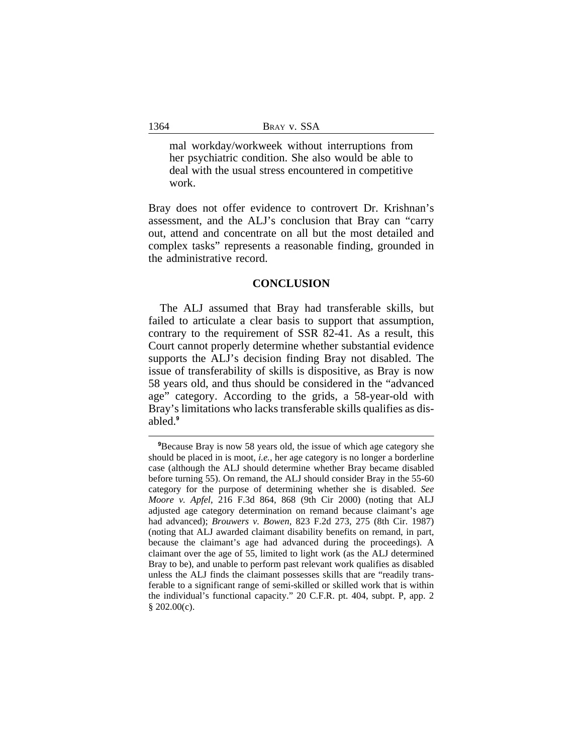mal workday/workweek without interruptions from her psychiatric condition. She also would be able to deal with the usual stress encountered in competitive work.

Bray does not offer evidence to controvert Dr. Krishnan's assessment, and the ALJ's conclusion that Bray can "carry out, attend and concentrate on all but the most detailed and complex tasks" represents a reasonable finding, grounded in the administrative record.

## CONCLUSION

The ALJ assumed that Bray had transferable skills, but failed to articulate a clear basis to support that assumption, contrary to the requirement of SSR 82-41. As a result, this Court cannot properly determine whether substantial evidence supports the ALJ's decision finding Bray not disabled. The issue of transferability of skills is dispositive, as Bray is now 58 years old, and thus should be considered in the "advanced age" category. According to the grids, a 58-year-old with Bray's limitations who lacks transferable skills qualifies as disabled.[9]

---

[9]Because Bray is now 58 years old, the issue of which age category she should be placed in is moot, *i.e.*, her age category is no longer a borderline case (although the ALJ should determine whether Bray became disabled before turning 55). On remand, the ALJ should consider Bray in the 55-60 category for the purpose of determining whether she is disabled. *See Moore v. Apfel*, 216 F.3d 864, 868 (9th Cir 2000) (noting that ALJ adjusted age category determination on remand because claimant's age had advanced); *Brouwers v. Bowen*, 823 F.2d 273, 275 (8th Cir. 1987) (noting that ALJ awarded claimant disability benefits on remand, in part, because the claimant's age had advanced during the proceedings). A claimant over the age of 55, limited to light work (as the ALJ determined Bray to be), and unable to perform past relevant work qualifies as disabled unless the ALJ finds the claimant possesses skills that are "readily transferable to a significant range of semi-skilled or skilled work that is within the individual's functional capacity." 20 C.F.R. pt. 404, subpt. P, app. 2 § 202.00(c).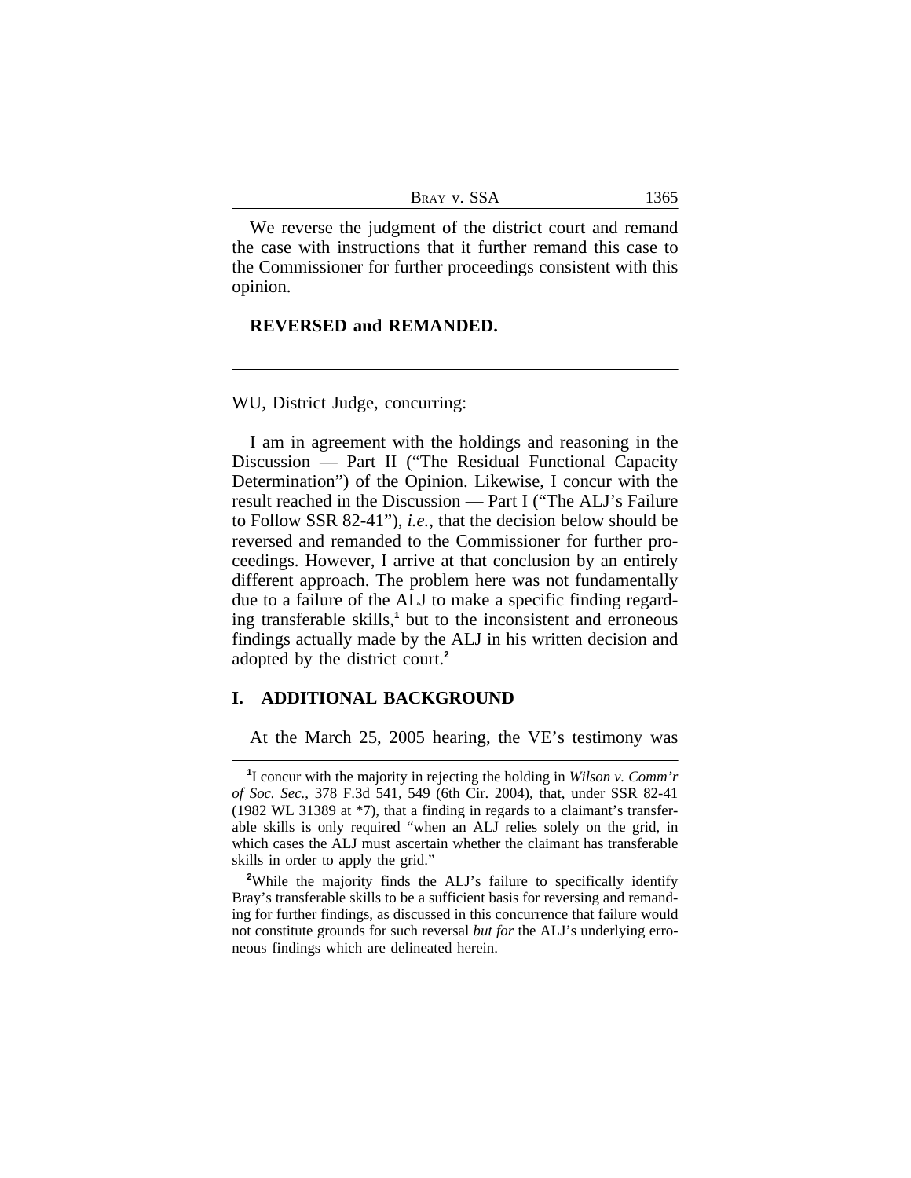We reverse the judgment of the district court and remand the case with instructions that it further remand this case to the Commissioner for further proceedings consistent with this opinion.

**REVERSED and REMANDED.**

---

WU, District Judge, concurring:

I am in agreement with the holdings and reasoning in the Discussion — Part II ("The Residual Functional Capacity Determination") of the Opinion. Likewise, I concur with the result reached in the Discussion — Part I ("The ALJ's Failure to Follow SSR 82-41"), *i.e.*, that the decision below should be reversed and remanded to the Commissioner for further proceedings. However, I arrive at that conclusion by an entirely different approach. The problem here was not fundamentally due to a failure of the ALJ to make a specific finding regarding transferable skills,[1] but to the inconsistent and erroneous findings actually made by the ALJ in his written decision and adopted by the district court.[2]

## I. ADDITIONAL BACKGROUND

At the March 25, 2005 hearing, the VE's testimony was

---

[1]I concur with the majority in rejecting the holding in *Wilson v. Comm'r of Soc. Sec.*, 378 F.3d 541, 549 (6th Cir. 2004), that, under SSR 82-41 (1982 WL 31389 at *7), that a finding in regards to a claimant's transferable skills is only required "when an ALJ relies solely on the grid, in which cases the ALJ must ascertain whether the claimant has transferable skills in order to apply the grid."

[2]While the majority finds the ALJ's failure to specifically identify Bray's transferable skills to be a sufficient basis for reversing and remanding for further findings, as discussed in this concurrence that failure would not constitute grounds for such reversal *but for* the ALJ's underlying erroneous findings which are delineated herein.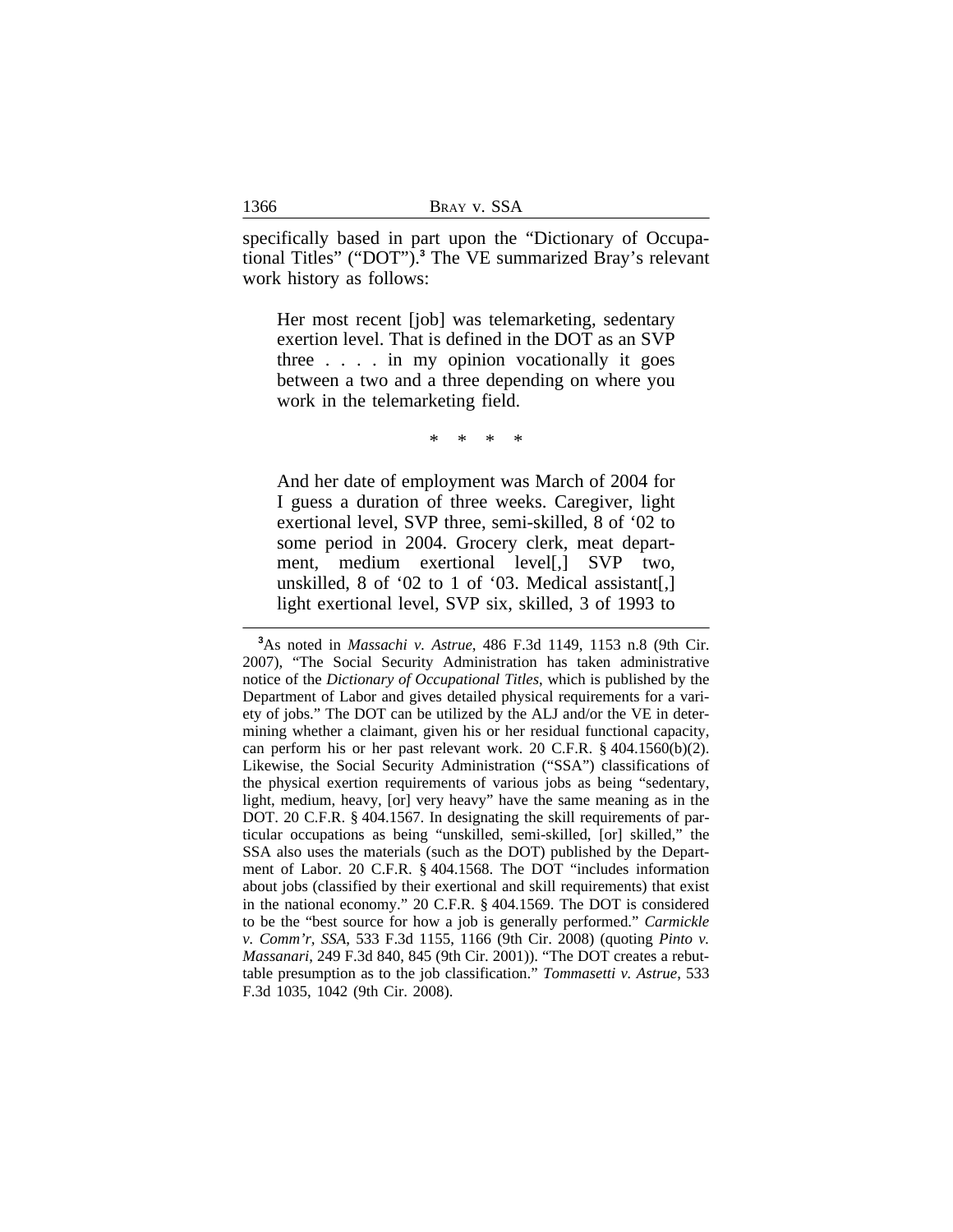specifically based in part upon the "Dictionary of Occupational Titles" ("DOT").[3] The VE summarized Bray's relevant work history as follows:

> Her most recent [job] was telemarketing, sedentary exertion level. That is defined in the DOT as an SVP three . . . . in my opinion vocationally it goes between a two and a three depending on where you work in the telemarketing field.
>
> \* \* \* \*
>
> And her date of employment was March of 2004 for I guess a duration of three weeks. Caregiver, light exertional level, SVP three, semi-skilled, 8 of '02 to some period in 2004. Grocery clerk, meat department, medium exertional level[,] SVP two, unskilled, 8 of '02 to 1 of '03. Medical assistant[,] light exertional level, SVP six, skilled, 3 of 1993 to

[3]As noted in *Massachi v. Astrue*, 486 F.3d 1149, 1153 n.8 (9th Cir. 2007), "The Social Security Administration has taken administrative notice of the *Dictionary of Occupational Titles*, which is published by the Department of Labor and gives detailed physical requirements for a variety of jobs." The DOT can be utilized by the ALJ and/or the VE in determining whether a claimant, given his or her residual functional capacity, can perform his or her past relevant work. 20 C.F.R. § 404.1560(b)(2). Likewise, the Social Security Administration ("SSA") classifications of the physical exertion requirements of various jobs as being "sedentary, light, medium, heavy, [or] very heavy" have the same meaning as in the DOT. 20 C.F.R. § 404.1567. In designating the skill requirements of particular occupations as being "unskilled, semi-skilled, [or] skilled," the SSA also uses the materials (such as the DOT) published by the Department of Labor. 20 C.F.R. § 404.1568. The DOT "includes information about jobs (classified by their exertional and skill requirements) that exist in the national economy." 20 C.F.R. § 404.1569. The DOT is considered to be the "best source for how a job is generally performed." *Carmickle v. Comm'r, SSA*, 533 F.3d 1155, 1166 (9th Cir. 2008) (quoting *Pinto v. Massanari*, 249 F.3d 840, 845 (9th Cir. 2001)). "The DOT creates a rebuttable presumption as to the job classification." *Tommasetti v. Astrue*, 533 F.3d 1035, 1042 (9th Cir. 2008).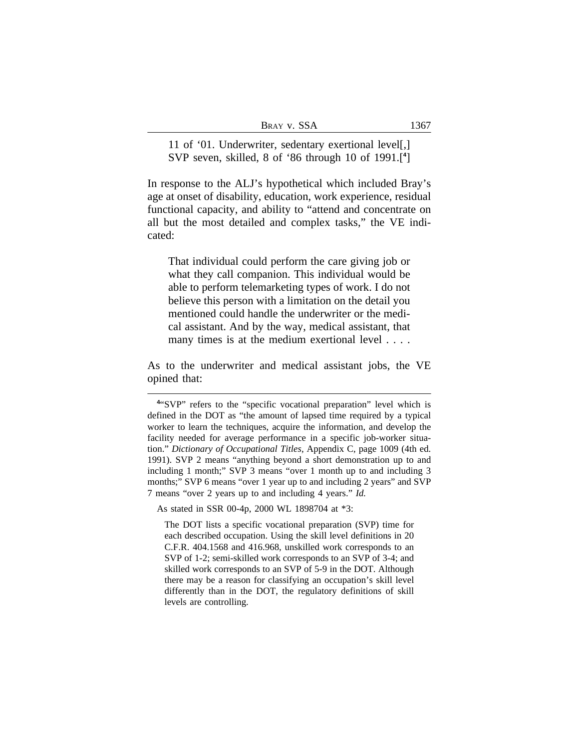> 11 of '01. Underwriter, sedentary exertional level[,] SVP seven, skilled, 8 of '86 through 10 of 1991.[4]

In response to the ALJ's hypothetical which included Bray's age at onset of disability, education, work experience, residual functional capacity, and ability to "attend and concentrate on all but the most detailed and complex tasks," the VE indicated:

> That individual could perform the care giving job or what they call companion. This individual would be able to perform telemarketing types of work. I do not believe this person with a limitation on the detail you mentioned could handle the underwriter or the medical assistant. And by the way, medical assistant, that many times is at the medium exertional level . . . .

As to the underwriter and medical assistant jobs, the VE opined that:

---

[4]"SVP" refers to the "specific vocational preparation" level which is defined in the DOT as "the amount of lapsed time required by a typical worker to learn the techniques, acquire the information, and develop the facility needed for average performance in a specific job-worker situation." *Dictionary of Occupational Titles*, Appendix C, page 1009 (4th ed. 1991). SVP 2 means "anything beyond a short demonstration up to and including 1 month;" SVP 3 means "over 1 month up to and including 3 months;" SVP 6 means "over 1 year up to and including 2 years" and SVP 7 means "over 2 years up to and including 4 years." *Id.*

As stated in SSR 00-4p, 2000 WL 1898704 at *3:

> The DOT lists a specific vocational preparation (SVP) time for each described occupation. Using the skill level definitions in 20 C.F.R. 404.1568 and 416.968, unskilled work corresponds to an SVP of 1-2; semi-skilled work corresponds to an SVP of 3-4; and skilled work corresponds to an SVP of 5-9 in the DOT. Although there may be a reason for classifying an occupation's skill level differently than in the DOT, the regulatory definitions of skill levels are controlling.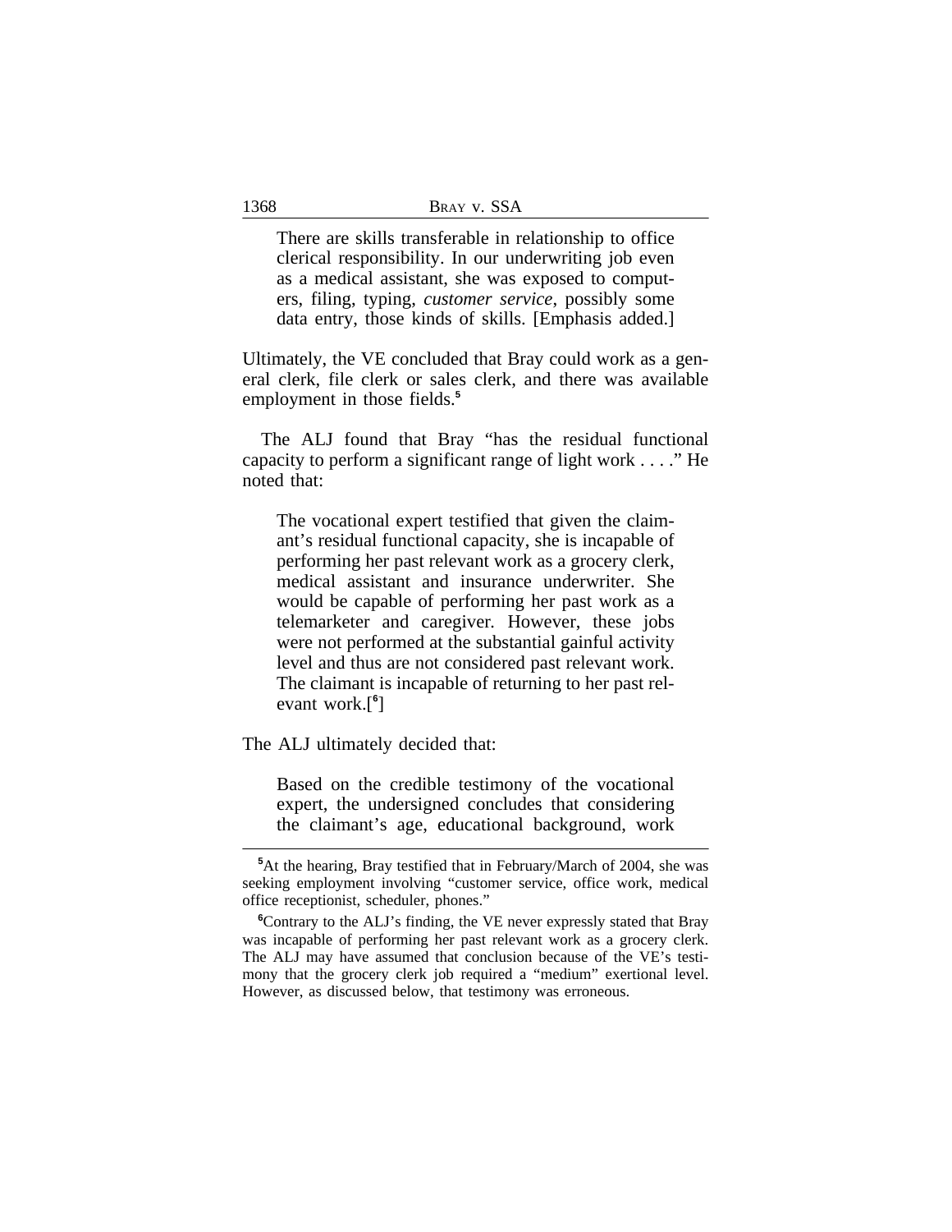> There are skills transferable in relationship to office clerical responsibility. In our underwriting job even as a medical assistant, she was exposed to computers, filing, typing, *customer service*, possibly some data entry, those kinds of skills. [Emphasis added.]

Ultimately, the VE concluded that Bray could work as a general clerk, file clerk or sales clerk, and there was available employment in those fields.[5]

The ALJ found that Bray "has the residual functional capacity to perform a significant range of light work . . . ." He noted that:

> The vocational expert testified that given the claimant's residual functional capacity, she is incapable of performing her past relevant work as a grocery clerk, medical assistant and insurance underwriter. She would be capable of performing her past work as a telemarketer and caregiver. However, these jobs were not performed at the substantial gainful activity level and thus are not considered past relevant work. The claimant is incapable of returning to her past relevant work.[6]

The ALJ ultimately decided that:

> Based on the credible testimony of the vocational expert, the undersigned concludes that considering the claimant's age, educational background, work

[5] At the hearing, Bray testified that in February/March of 2004, she was seeking employment involving "customer service, office work, medical office receptionist, scheduler, phones."

[6] Contrary to the ALJ's finding, the VE never expressly stated that Bray was incapable of performing her past relevant work as a grocery clerk. The ALJ may have assumed that conclusion because of the VE's testimony that the grocery clerk job required a "medium" exertional level. However, as discussed below, that testimony was erroneous.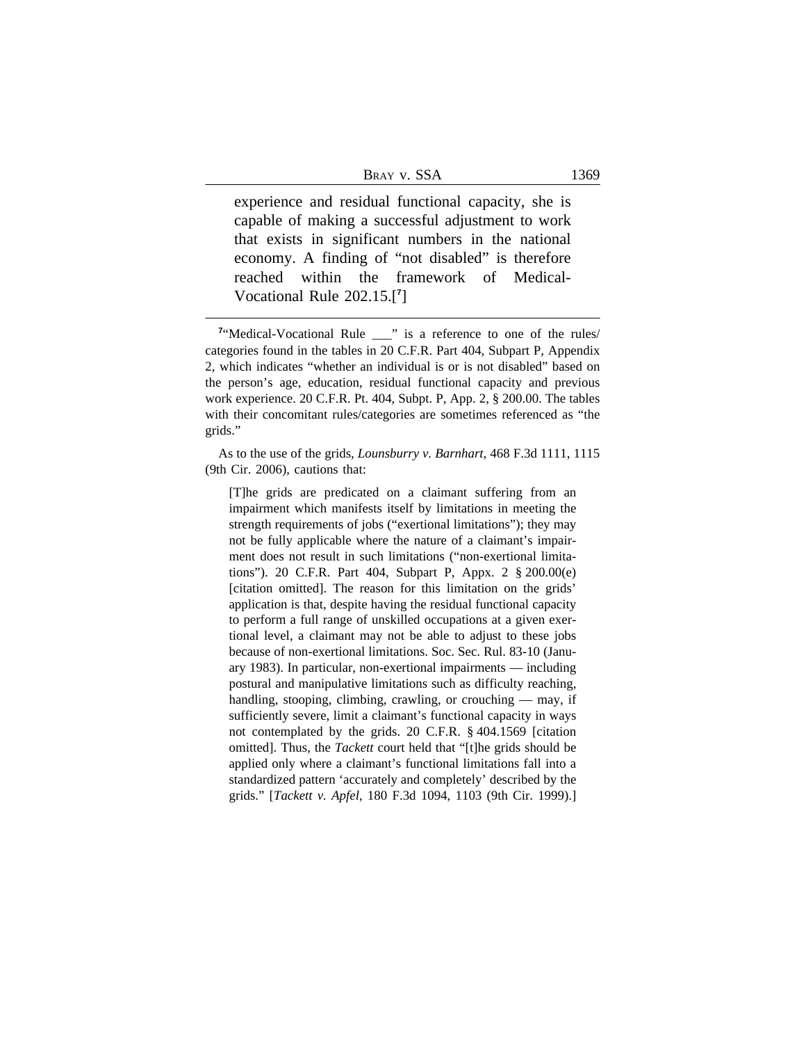> experience and residual functional capacity, she is capable of making a successful adjustment to work that exists in significant numbers in the national economy. A finding of "not disabled" is therefore reached within the framework of Medical-Vocational Rule 202.15.[7]

[7]"Medical-Vocational Rule ___" is a reference to one of the rules/categories found in the tables in 20 C.F.R. Part 404, Subpart P, Appendix 2, which indicates "whether an individual is or is not disabled" based on the person's age, education, residual functional capacity and previous work experience. 20 C.F.R. Pt. 404, Subpt. P, App. 2, § 200.00. The tables with their concomitant rules/categories are sometimes referenced as "the grids."

As to the use of the grids, *Lounsburry v. Barnhart*, 468 F.3d 1111, 1115 (9th Cir. 2006), cautions that:

> [T]he grids are predicated on a claimant suffering from an impairment which manifests itself by limitations in meeting the strength requirements of jobs ("exertional limitations"); they may not be fully applicable where the nature of a claimant's impairment does not result in such limitations ("non-exertional limitations"). 20 C.F.R. Part 404, Subpart P, Appx. 2 § 200.00(e) [citation omitted]. The reason for this limitation on the grids' application is that, despite having the residual functional capacity to perform a full range of unskilled occupations at a given exertional level, a claimant may not be able to adjust to these jobs because of non-exertional limitations. Soc. Sec. Rul. 83-10 (January 1983). In particular, non-exertional impairments — including postural and manipulative limitations such as difficulty reaching, handling, stooping, climbing, crawling, or crouching — may, if sufficiently severe, limit a claimant's functional capacity in ways not contemplated by the grids. 20 C.F.R. § 404.1569 [citation omitted]. Thus, the *Tackett* court held that "[t]he grids should be applied only where a claimant's functional limitations fall into a standardized pattern 'accurately and completely' described by the grids." [*Tackett v. Apfel*, 180 F.3d 1094, 1103 (9th Cir. 1999).]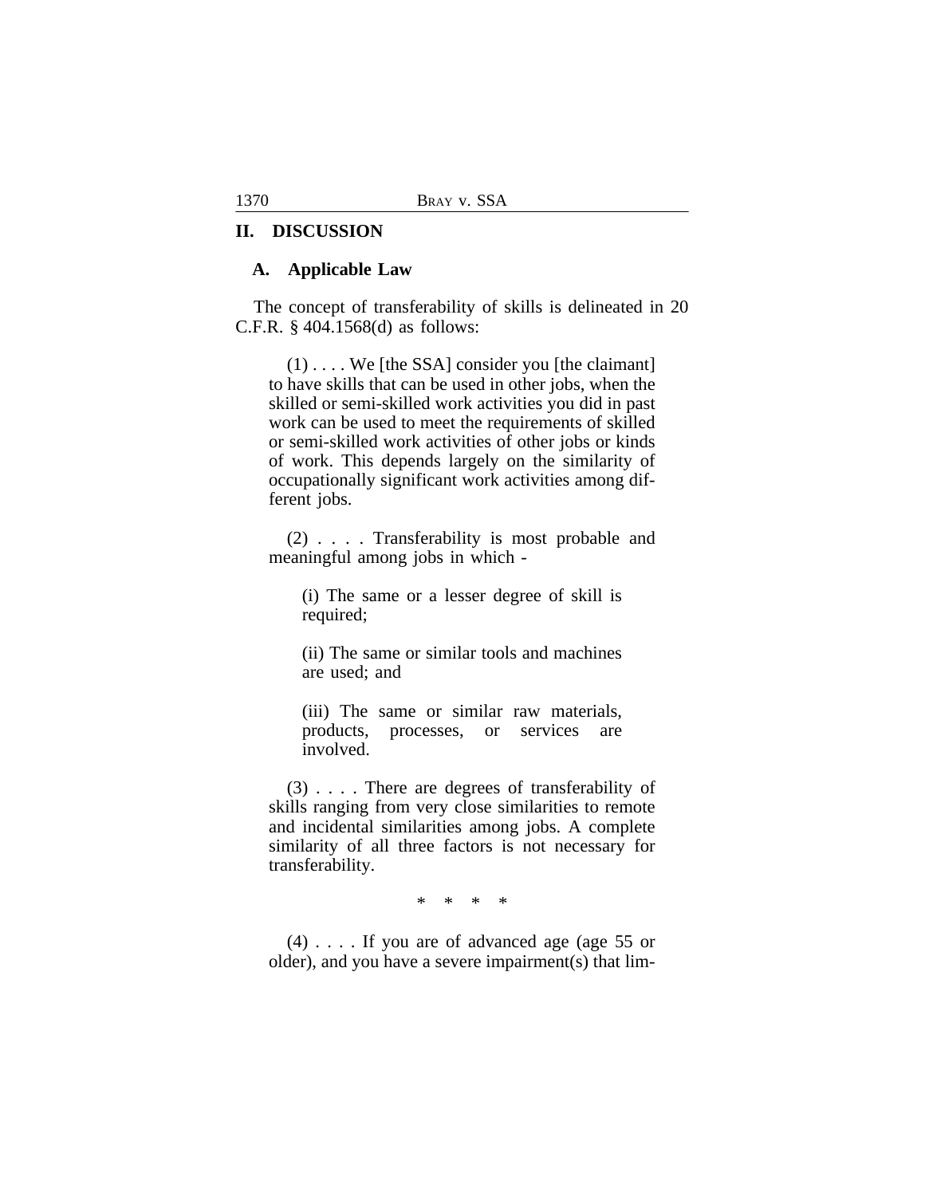## II. DISCUSSION

### A. Applicable Law

The concept of transferability of skills is delineated in 20 C.F.R. § 404.1568(d) as follows:

> (1) . . . . We [the SSA] consider you [the claimant] to have skills that can be used in other jobs, when the skilled or semi-skilled work activities you did in past work can be used to meet the requirements of skilled or semi-skilled work activities of other jobs or kinds of work. This depends largely on the similarity of occupationally significant work activities among different jobs.
>
> (2) . . . . Transferability is most probable and meaningful among jobs in which -
>
>> (i) The same or a lesser degree of skill is required;
>>
>> (ii) The same or similar tools and machines are used; and
>>
>> (iii) The same or similar raw materials, products, processes, or services are involved.
>
> (3) . . . . There are degrees of transferability of skills ranging from very close similarities to remote and incidental similarities among jobs. A complete similarity of all three factors is not necessary for transferability.
>
> \* \* \* \*
>
> (4) . . . . If you are of advanced age (age 55 or older), and you have a severe impairment(s) that lim-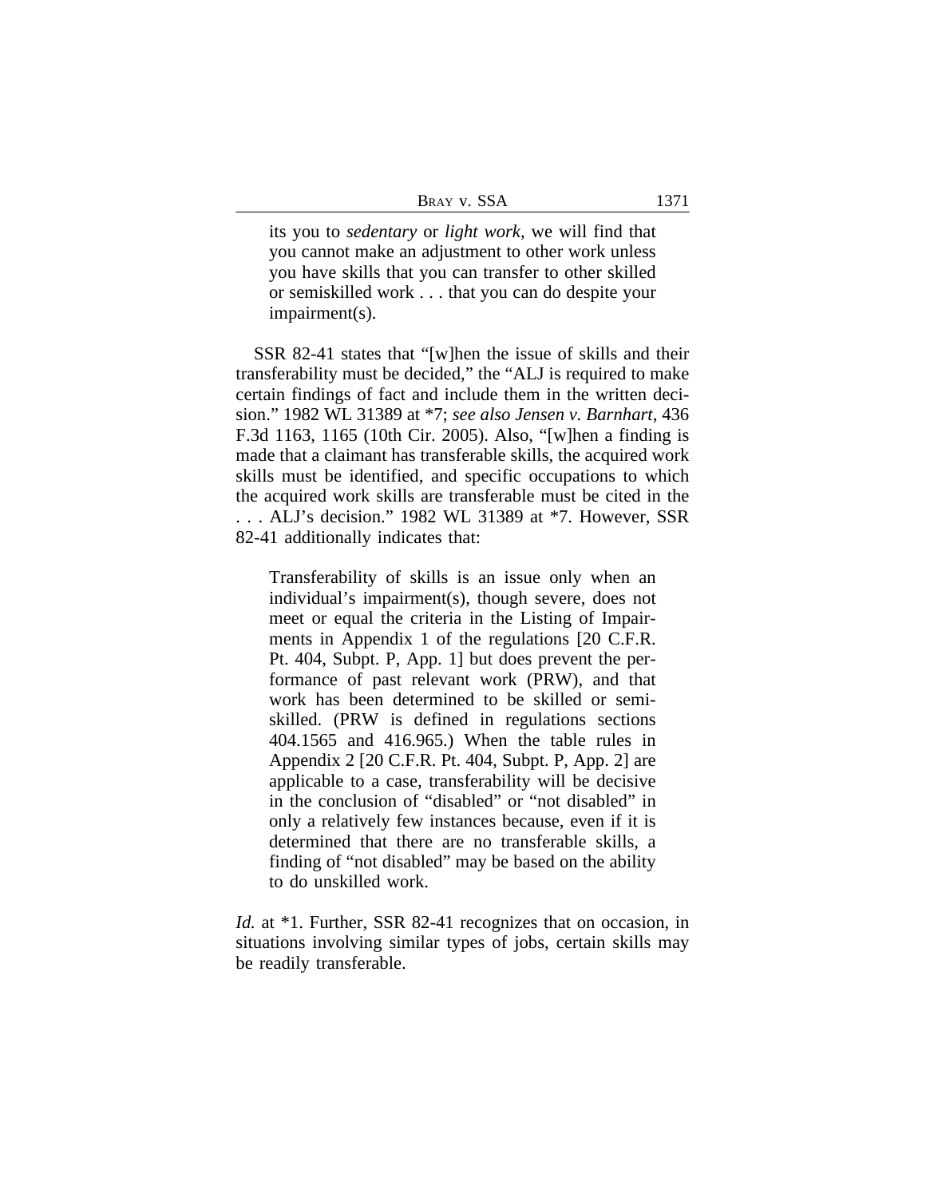> its you to *sedentary* or *light work*, we will find that you cannot make an adjustment to other work unless you have skills that you can transfer to other skilled or semiskilled work . . . that you can do despite your impairment(s).

SSR 82-41 states that "[w]hen the issue of skills and their transferability must be decided," the "ALJ is required to make certain findings of fact and include them in the written decision." 1982 WL 31389 at *7; *see also Jensen v. Barnhart*, 436 F.3d 1163, 1165 (10th Cir. 2005). Also, "[w]hen a finding is made that a claimant has transferable skills, the acquired work skills must be identified, and specific occupations to which the acquired work skills are transferable must be cited in the . . . ALJ's decision." 1982 WL 31389 at *7. However, SSR 82-41 additionally indicates that:

> Transferability of skills is an issue only when an individual's impairment(s), though severe, does not meet or equal the criteria in the Listing of Impairments in Appendix 1 of the regulations [20 C.F.R. Pt. 404, Subpt. P, App. 1] but does prevent the performance of past relevant work (PRW), and that work has been determined to be skilled or semiskilled. (PRW is defined in regulations sections 404.1565 and 416.965.) When the table rules in Appendix 2 [20 C.F.R. Pt. 404, Subpt. P, App. 2] are applicable to a case, transferability will be decisive in the conclusion of "disabled" or "not disabled" in only a relatively few instances because, even if it is determined that there are no transferable skills, a finding of "not disabled" may be based on the ability to do unskilled work.

*Id.* at *1. Further, SSR 82-41 recognizes that on occasion, in situations involving similar types of jobs, certain skills may be readily transferable.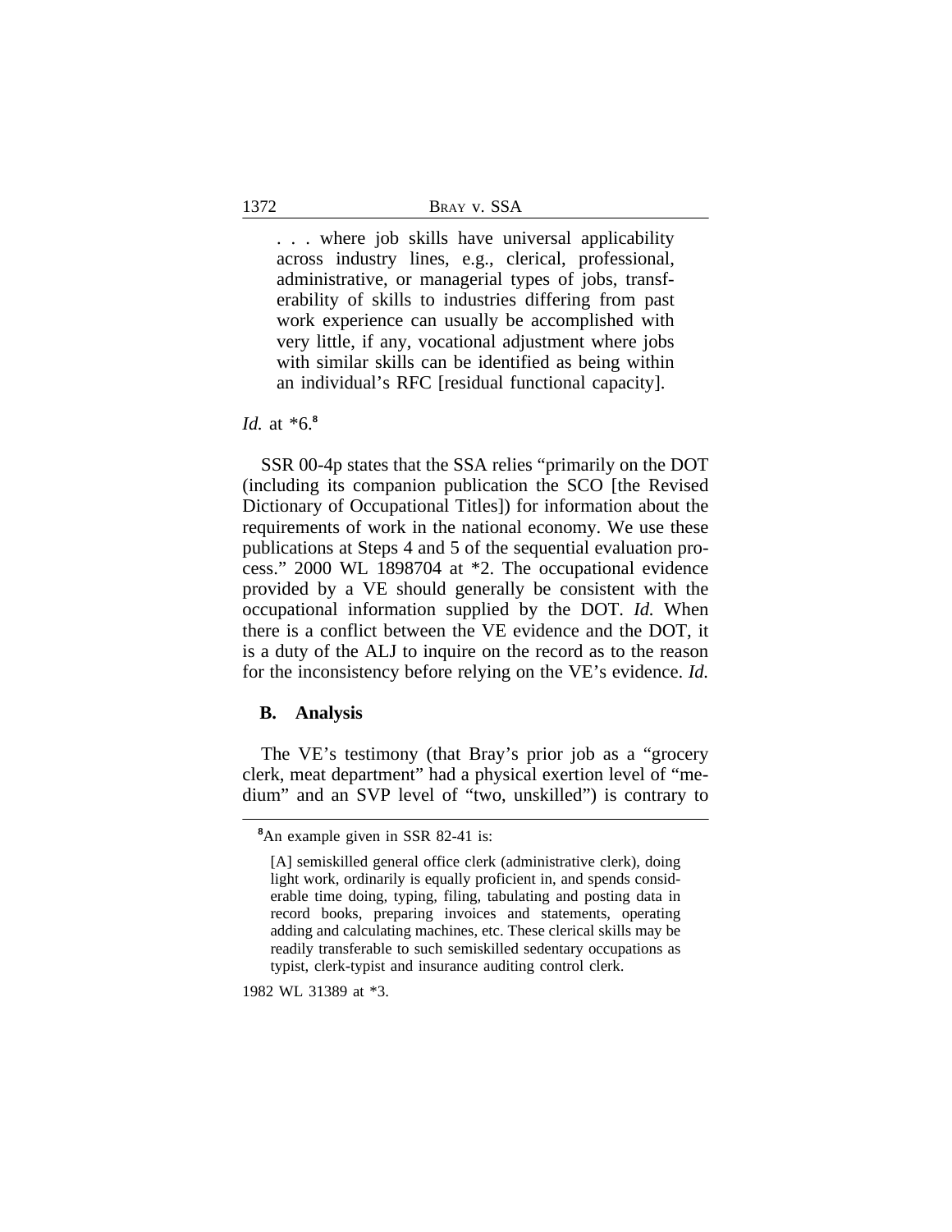> . . . where job skills have universal applicability across industry lines, e.g., clerical, professional, administrative, or managerial types of jobs, transferability of skills to industries differing from past work experience can usually be accomplished with very little, if any, vocational adjustment where jobs with similar skills can be identified as being within an individual's RFC [residual functional capacity].

*Id.* at *6.[8]

SSR 00-4p states that the SSA relies "primarily on the DOT (including its companion publication the SCO [the Revised Dictionary of Occupational Titles]) for information about the requirements of work in the national economy. We use these publications at Steps 4 and 5 of the sequential evaluation process." 2000 WL 1898704 at *2. The occupational evidence provided by a VE should generally be consistent with the occupational information supplied by the DOT. *Id.* When there is a conflict between the VE evidence and the DOT, it is a duty of the ALJ to inquire on the record as to the reason for the inconsistency before relying on the VE's evidence. *Id.*

### B. Analysis

The VE's testimony (that Bray's prior job as a "grocery clerk, meat department" had a physical exertion level of "medium" and an SVP level of "two, unskilled") is contrary to

---

[8]An example given in SSR 82-41 is:

> [A] semiskilled general office clerk (administrative clerk), doing light work, ordinarily is equally proficient in, and spends considerable time doing, typing, filing, tabulating and posting data in record books, preparing invoices and statements, operating adding and calculating machines, etc. These clerical skills may be readily transferable to such semiskilled sedentary occupations as typist, clerk-typist and insurance auditing control clerk.

1982 WL 31389 at *3.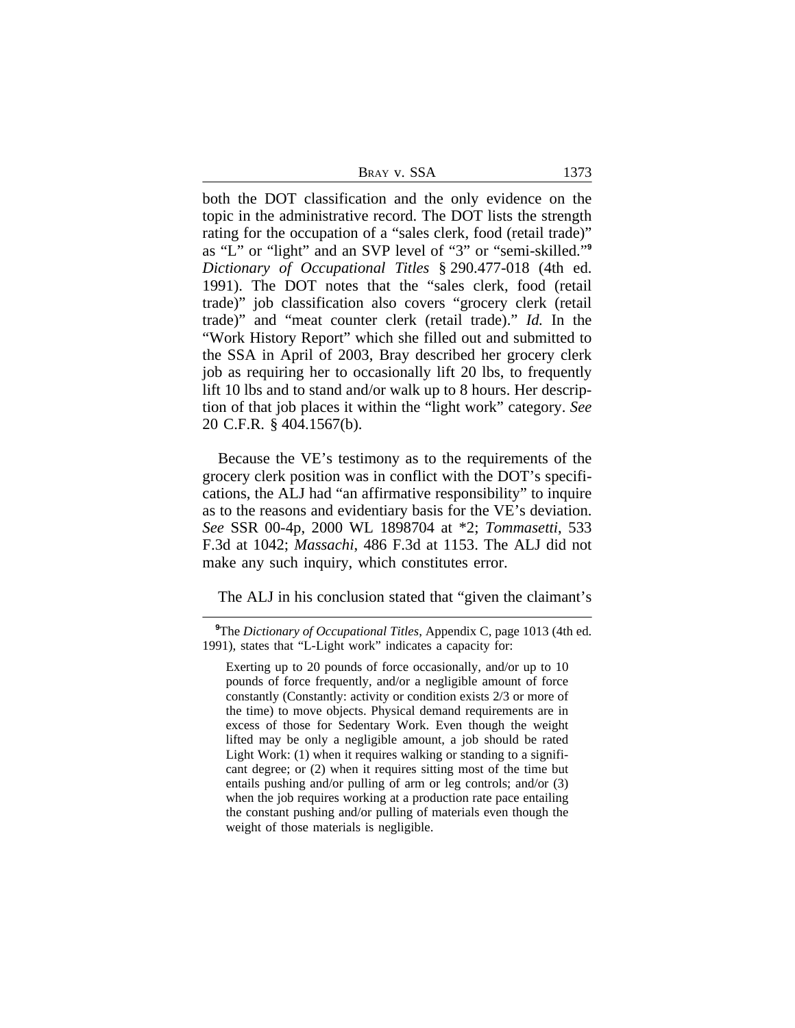both the DOT classification and the only evidence on the topic in the administrative record. The DOT lists the strength rating for the occupation of a "sales clerk, food (retail trade)" as "L" or "light" and an SVP level of "3" or "semi-skilled."[9] *Dictionary of Occupational Titles* § 290.477-018 (4th ed. 1991). The DOT notes that the "sales clerk, food (retail trade)" job classification also covers "grocery clerk (retail trade)" and "meat counter clerk (retail trade)." *Id.* In the "Work History Report" which she filled out and submitted to the SSA in April of 2003, Bray described her grocery clerk job as requiring her to occasionally lift 20 lbs, to frequently lift 10 lbs and to stand and/or walk up to 8 hours. Her description of that job places it within the "light work" category. *See* 20 C.F.R. § 404.1567(b).

Because the VE's testimony as to the requirements of the grocery clerk position was in conflict with the DOT's specifications, the ALJ had "an affirmative responsibility" to inquire as to the reasons and evidentiary basis for the VE's deviation. *See* SSR 00-4p, 2000 WL 1898704 at *2; *Tommasetti*, 533 F.3d at 1042; *Massachi*, 486 F.3d at 1153. The ALJ did not make any such inquiry, which constitutes error.

The ALJ in his conclusion stated that "given the claimant's

---

[9]The *Dictionary of Occupational Titles*, Appendix C, page 1013 (4th ed. 1991), states that "L-Light work" indicates a capacity for:

> Exerting up to 20 pounds of force occasionally, and/or up to 10 pounds of force frequently, and/or a negligible amount of force constantly (Constantly: activity or condition exists 2/3 or more of the time) to move objects. Physical demand requirements are in excess of those for Sedentary Work. Even though the weight lifted may be only a negligible amount, a job should be rated Light Work: (1) when it requires walking or standing to a significant degree; or (2) when it requires sitting most of the time but entails pushing and/or pulling of arm or leg controls; and/or (3) when the job requires working at a production rate pace entailing the constant pushing and/or pulling of materials even though the weight of those materials is negligible.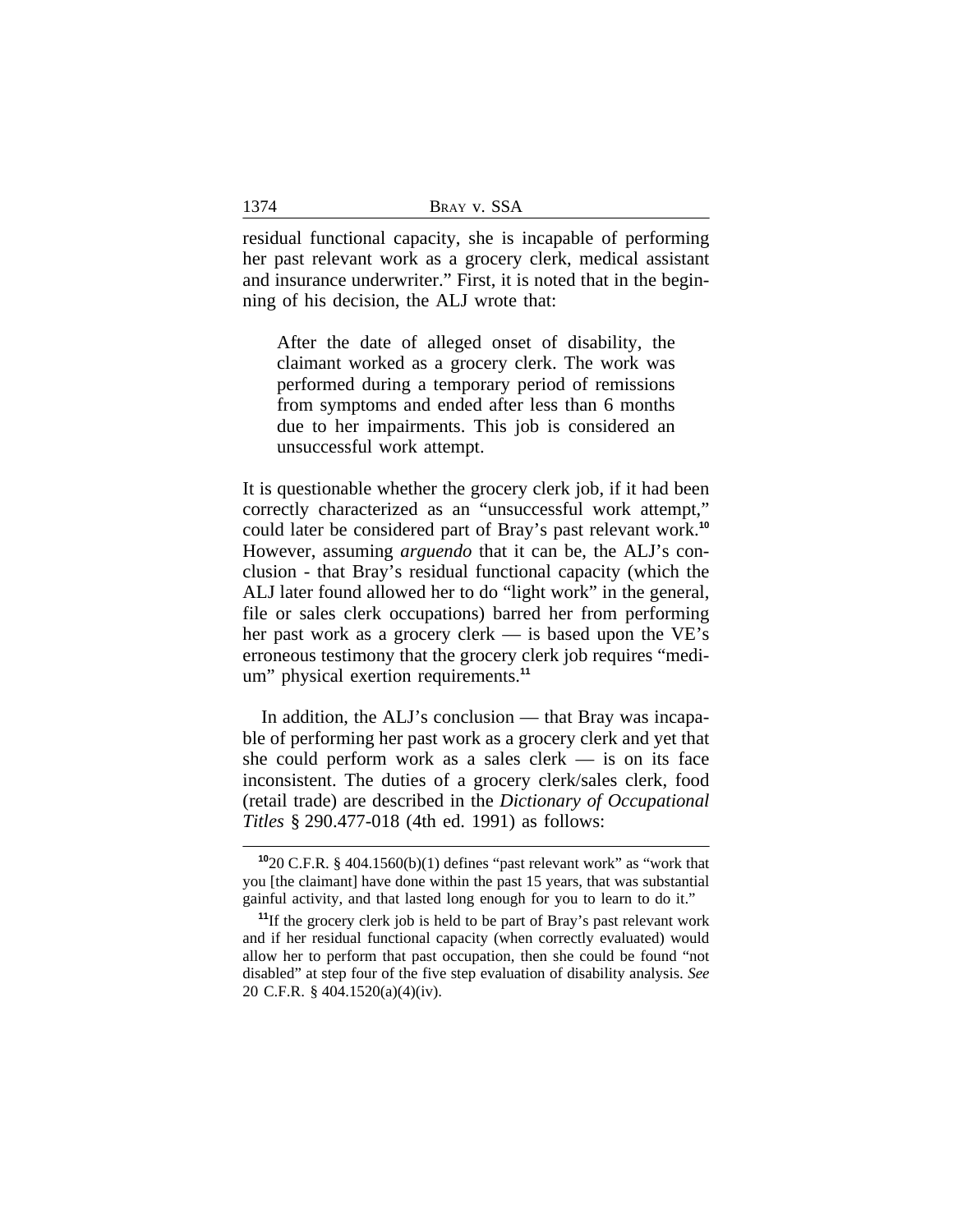residual functional capacity, she is incapable of performing her past relevant work as a grocery clerk, medical assistant and insurance underwriter." First, it is noted that in the beginning of his decision, the ALJ wrote that:

> After the date of alleged onset of disability, the claimant worked as a grocery clerk. The work was performed during a temporary period of remissions from symptoms and ended after less than 6 months due to her impairments. This job is considered an unsuccessful work attempt.

It is questionable whether the grocery clerk job, if it had been correctly characterized as an "unsuccessful work attempt," could later be considered part of Bray's past relevant work.[10] However, assuming *arguendo* that it can be, the ALJ's conclusion - that Bray's residual functional capacity (which the ALJ later found allowed her to do "light work" in the general, file or sales clerk occupations) barred her from performing her past work as a grocery clerk — is based upon the VE's erroneous testimony that the grocery clerk job requires "medium" physical exertion requirements.[11]

In addition, the ALJ's conclusion — that Bray was incapable of performing her past work as a grocery clerk and yet that she could perform work as a sales clerk — is on its face inconsistent. The duties of a grocery clerk/sales clerk, food (retail trade) are described in the *Dictionary of Occupational Titles* § 290.477-018 (4th ed. 1991) as follows:

---

[10] 20 C.F.R. § 404.1560(b)(1) defines "past relevant work" as "work that you [the claimant] have done within the past 15 years, that was substantial gainful activity, and that lasted long enough for you to learn to do it."

[11] If the grocery clerk job is held to be part of Bray's past relevant work and if her residual functional capacity (when correctly evaluated) would allow her to perform that past occupation, then she could be found "not disabled" at step four of the five step evaluation of disability analysis. *See* 20 C.F.R. § 404.1520(a)(4)(iv).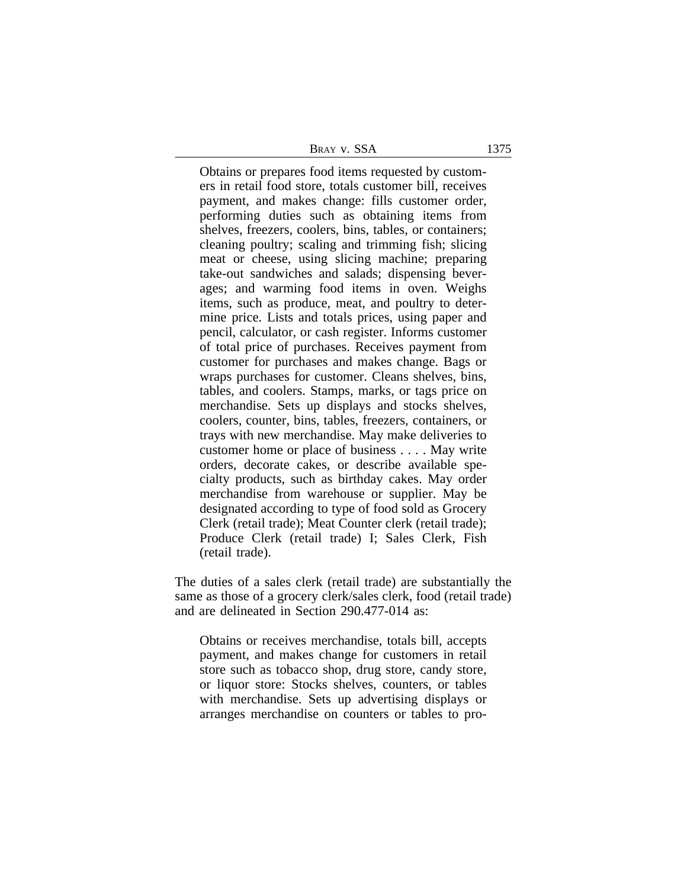> Obtains or prepares food items requested by customers in retail food store, totals customer bill, receives payment, and makes change: fills customer order, performing duties such as obtaining items from shelves, freezers, coolers, bins, tables, or containers; cleaning poultry; scaling and trimming fish; slicing meat or cheese, using slicing machine; preparing take-out sandwiches and salads; dispensing beverages; and warming food items in oven. Weighs items, such as produce, meat, and poultry to determine price. Lists and totals prices, using paper and pencil, calculator, or cash register. Informs customer of total price of purchases. Receives payment from customer for purchases and makes change. Bags or wraps purchases for customer. Cleans shelves, bins, tables, and coolers. Stamps, marks, or tags price on merchandise. Sets up displays and stocks shelves, coolers, counter, bins, tables, freezers, containers, or trays with new merchandise. May make deliveries to customer home or place of business . . . . May write orders, decorate cakes, or describe available specialty products, such as birthday cakes. May order merchandise from warehouse or supplier. May be designated according to type of food sold as Grocery Clerk (retail trade); Meat Counter clerk (retail trade); Produce Clerk (retail trade) I; Sales Clerk, Fish (retail trade).

The duties of a sales clerk (retail trade) are substantially the same as those of a grocery clerk/sales clerk, food (retail trade) and are delineated in Section 290.477-014 as:

> Obtains or receives merchandise, totals bill, accepts payment, and makes change for customers in retail store such as tobacco shop, drug store, candy store, or liquor store: Stocks shelves, counters, or tables with merchandise. Sets up advertising displays or arranges merchandise on counters or tables to pro-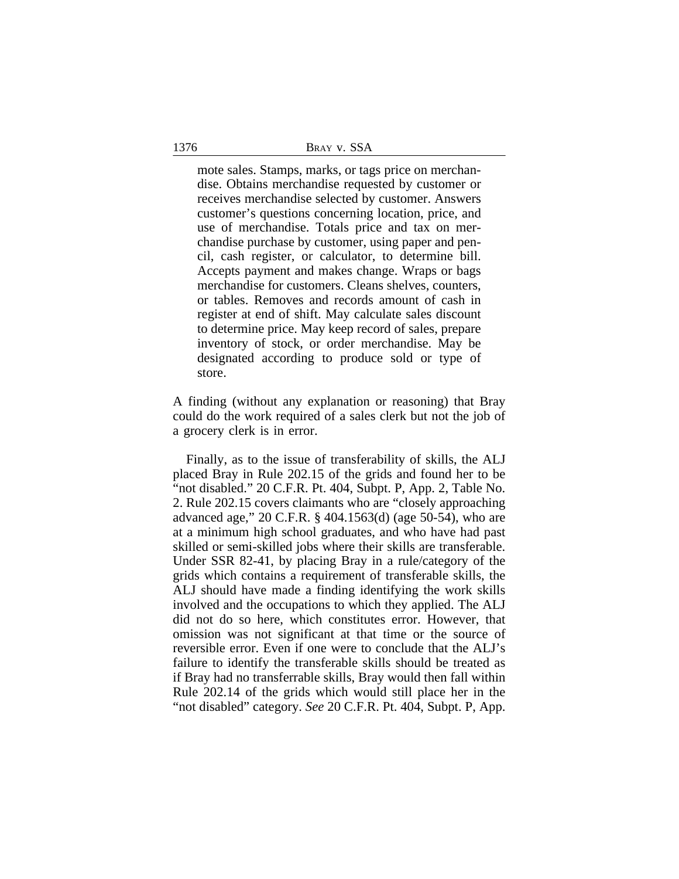> mote sales. Stamps, marks, or tags price on merchandise. Obtains merchandise requested by customer or receives merchandise selected by customer. Answers customer's questions concerning location, price, and use of merchandise. Totals price and tax on merchandise purchase by customer, using paper and pencil, cash register, or calculator, to determine bill. Accepts payment and makes change. Wraps or bags merchandise for customers. Cleans shelves, counters, or tables. Removes and records amount of cash in register at end of shift. May calculate sales discount to determine price. May keep record of sales, prepare inventory of stock, or order merchandise. May be designated according to produce sold or type of store.

A finding (without any explanation or reasoning) that Bray could do the work required of a sales clerk but not the job of a grocery clerk is in error.

Finally, as to the issue of transferability of skills, the ALJ placed Bray in Rule 202.15 of the grids and found her to be "not disabled." 20 C.F.R. Pt. 404, Subpt. P, App. 2, Table No. 2. Rule 202.15 covers claimants who are "closely approaching advanced age," 20 C.F.R. § 404.1563(d) (age 50-54), who are at a minimum high school graduates, and who have had past skilled or semi-skilled jobs where their skills are transferable. Under SSR 82-41, by placing Bray in a rule/category of the grids which contains a requirement of transferable skills, the ALJ should have made a finding identifying the work skills involved and the occupations to which they applied. The ALJ did not do so here, which constitutes error. However, that omission was not significant at that time or the source of reversible error. Even if one were to conclude that the ALJ's failure to identify the transferable skills should be treated as if Bray had no transferrable skills, Bray would then fall within Rule 202.14 of the grids which would still place her in the "not disabled" category. *See* 20 C.F.R. Pt. 404, Subpt. P, App.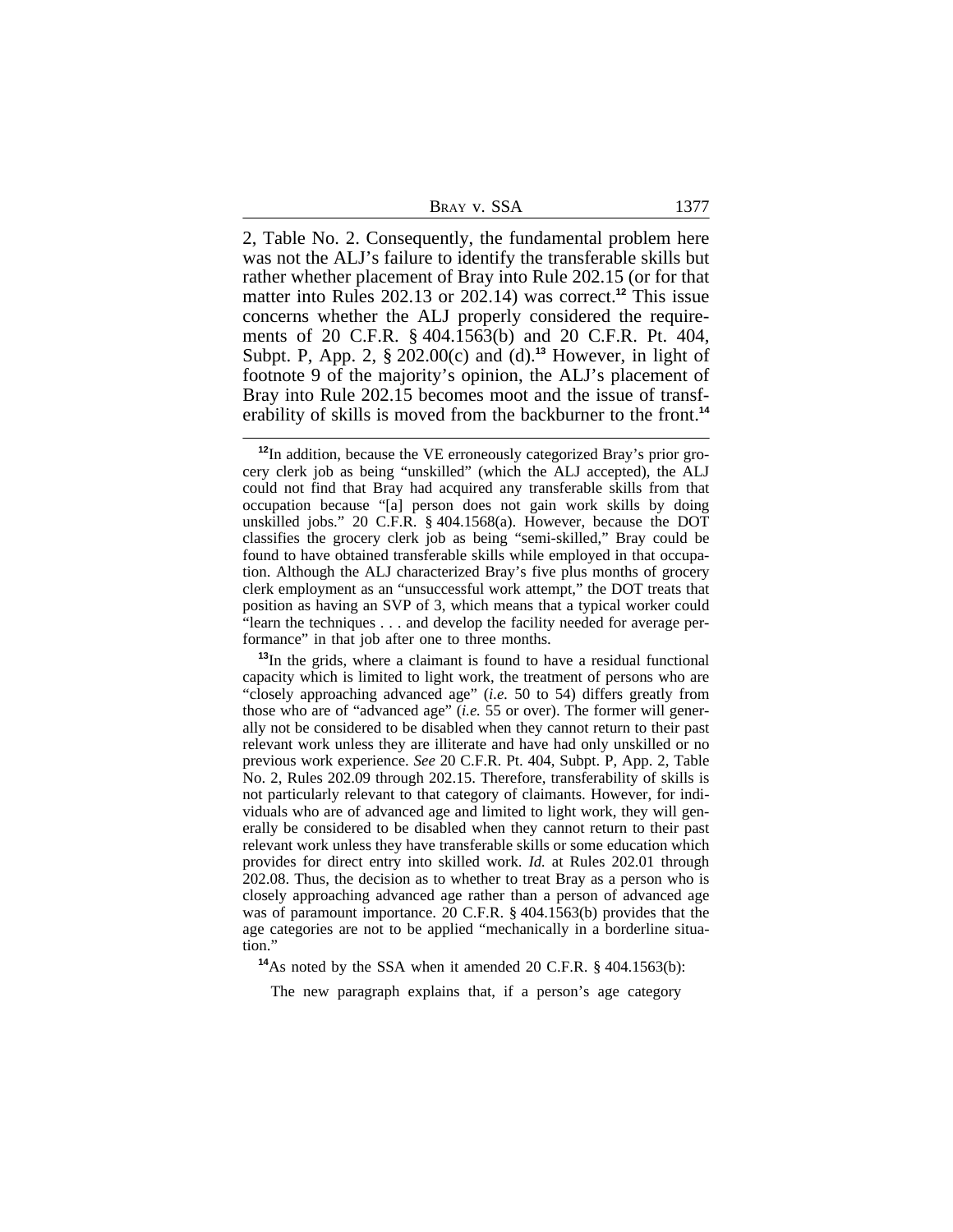2, Table No. 2. Consequently, the fundamental problem here was not the ALJ's failure to identify the transferable skills but rather whether placement of Bray into Rule 202.15 (or for that matter into Rules 202.13 or 202.14) was correct.[12] This issue concerns whether the ALJ properly considered the requirements of 20 C.F.R. § 404.1563(b) and 20 C.F.R. Pt. 404, Subpt. P, App. 2, § 202.00(c) and (d).[13] However, in light of footnote 9 of the majority's opinion, the ALJ's placement of Bray into Rule 202.15 becomes moot and the issue of transferability of skills is moved from the backburner to the front.[14]

---

[12]In addition, because the VE erroneously categorized Bray's prior grocery clerk job as being "unskilled" (which the ALJ accepted), the ALJ could not find that Bray had acquired any transferable skills from that occupation because "[a] person does not gain work skills by doing unskilled jobs." 20 C.F.R. § 404.1568(a). However, because the DOT classifies the grocery clerk job as being "semi-skilled," Bray could be found to have obtained transferable skills while employed in that occupation. Although the ALJ characterized Bray's five plus months of grocery clerk employment as an "unsuccessful work attempt," the DOT treats that position as having an SVP of 3, which means that a typical worker could "learn the techniques . . . and develop the facility needed for average performance" in that job after one to three months.

[13]In the grids, where a claimant is found to have a residual functional capacity which is limited to light work, the treatment of persons who are "closely approaching advanced age" (*i.e.* 50 to 54) differs greatly from those who are of "advanced age" (*i.e.* 55 or over). The former will generally not be considered to be disabled when they cannot return to their past relevant work unless they are illiterate and have had only unskilled or no previous work experience. *See* 20 C.F.R. Pt. 404, Subpt. P, App. 2, Table No. 2, Rules 202.09 through 202.15. Therefore, transferability of skills is not particularly relevant to that category of claimants. However, for individuals who are of advanced age and limited to light work, they will generally be considered to be disabled when they cannot return to their past relevant work unless they have transferable skills or some education which provides for direct entry into skilled work. *Id.* at Rules 202.01 through 202.08. Thus, the decision as to whether to treat Bray as a person who is closely approaching advanced age rather than a person of advanced age was of paramount importance. 20 C.F.R. § 404.1563(b) provides that the age categories are not to be applied "mechanically in a borderline situation."

[14]As noted by the SSA when it amended 20 C.F.R. § 404.1563(b):

> The new paragraph explains that, if a person's age category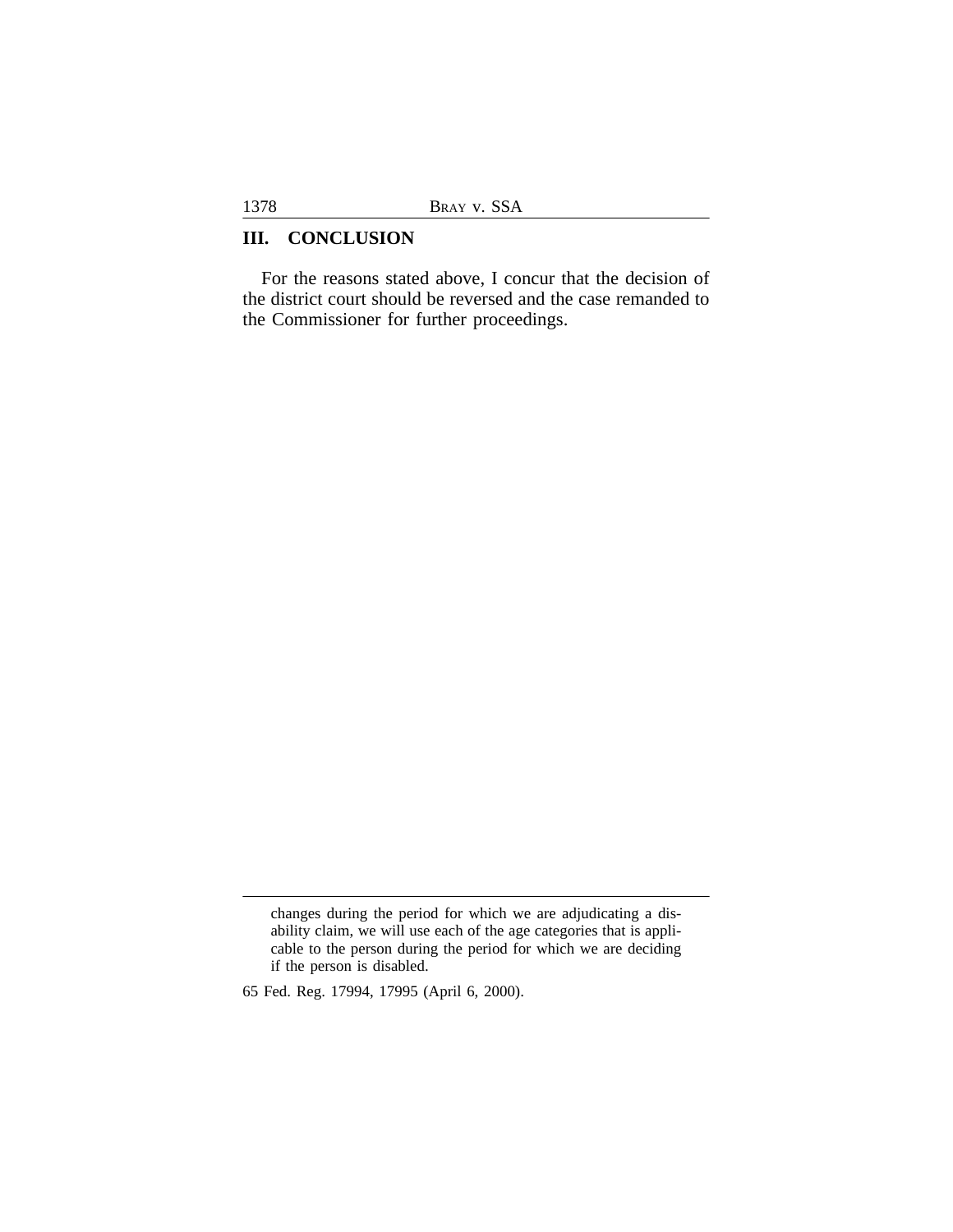## III. CONCLUSION

For the reasons stated above, I concur that the decision of the district court should be reversed and the case remanded to the Commissioner for further proceedings.

---

> changes during the period for which we are adjudicating a disability claim, we will use each of the age categories that is applicable to the person during the period for which we are deciding if the person is disabled.

65 Fed. Reg. 17994, 17995 (April 6, 2000).